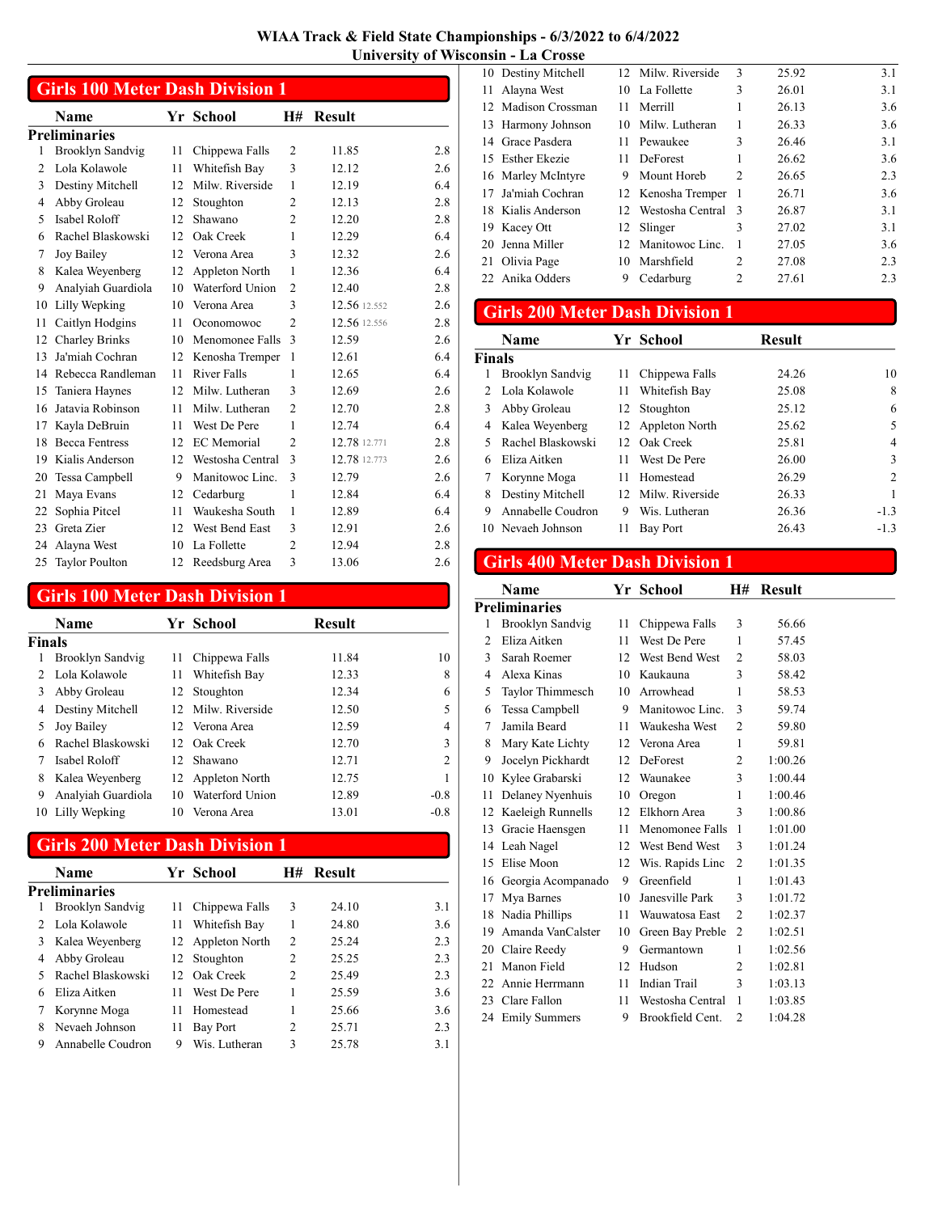# WIAA Track & Field State Championships - 6/3/2022 to 6/4/2022
## University of Wisconsin - La Crosse

## Girls 100 Meter Dash Division 1

**Preliminaries**

| | Name | Yr | School | H# | Result | |
|---|---|---|---|---|---|---|
| 1 | Brooklyn Sandvig | 11 | Chippewa Falls | 2 | 11.85 | 2.8 |
| 2 | Lola Kolawole | 11 | Whitefish Bay | 3 | 12.12 | 2.6 |
| 3 | Destiny Mitchell | 12 | Milw. Riverside | 1 | 12.19 | 6.4 |
| 4 | Abby Groleau | 12 | Stoughton | 2 | 12.13 | 2.8 |
| 5 | Isabel Roloff | 12 | Shawano | 2 | 12.20 | 2.8 |
| 6 | Rachel Blaskowski | 12 | Oak Creek | 1 | 12.29 | 6.4 |
| 7 | Joy Bailey | 12 | Verona Area | 3 | 12.32 | 2.6 |
| 8 | Kalea Weyenberg | 12 | Appleton North | 1 | 12.36 | 6.4 |
| 9 | Analyiah Guardiola | 10 | Waterford Union | 2 | 12.40 | 2.8 |
| 10 | Lilly Wepking | 10 | Verona Area | 3 | 12.56 12.552 | 2.6 |
| 11 | Caitlyn Hodgins | 11 | Oconomowoc | 2 | 12.56 12.556 | 2.8 |
| 12 | Charley Brinks | 10 | Menomonee Falls | 3 | 12.59 | 2.6 |
| 13 | Ja'miah Cochran | 12 | Kenosha Tremper | 1 | 12.61 | 6.4 |
| 14 | Rebecca Randleman | 11 | River Falls | 1 | 12.65 | 6.4 |
| 15 | Taniera Haynes | 12 | Milw. Lutheran | 3 | 12.69 | 2.6 |
| 16 | Jatavia Robinson | 11 | Milw. Lutheran | 2 | 12.70 | 2.8 |
| 17 | Kayla DeBruin | 11 | West De Pere | 1 | 12.74 | 6.4 |
| 18 | Becca Fentress | 12 | EC Memorial | 2 | 12.78 12.771 | 2.8 |
| 19 | Kialis Anderson | 12 | Westosha Central | 3 | 12.78 12.773 | 2.6 |
| 20 | Tessa Campbell | 9 | Manitowoc Linc. | 3 | 12.79 | 2.6 |
| 21 | Maya Evans | 12 | Cedarburg | 1 | 12.84 | 6.4 |
| 22 | Sophia Pitcel | 11 | Waukesha South | 1 | 12.89 | 6.4 |
| 23 | Greta Zier | 12 | West Bend East | 3 | 12.91 | 2.6 |
| 24 | Alayna West | 10 | La Follette | 2 | 12.94 | 2.8 |
| 25 | Taylor Poulton | 12 | Reedsburg Area | 3 | 13.06 | 2.6 |

## Girls 100 Meter Dash Division 1

**Finals**

| | Name | Yr | School | Result | |
|---|---|---|---|---|---|
| 1 | Brooklyn Sandvig | 11 | Chippewa Falls | 11.84 | 10 |
| 2 | Lola Kolawole | 11 | Whitefish Bay | 12.33 | 8 |
| 3 | Abby Groleau | 12 | Stoughton | 12.34 | 6 |
| 4 | Destiny Mitchell | 12 | Milw. Riverside | 12.50 | 5 |
| 5 | Joy Bailey | 12 | Verona Area | 12.59 | 4 |
| 6 | Rachel Blaskowski | 12 | Oak Creek | 12.70 | 3 |
| 7 | Isabel Roloff | 12 | Shawano | 12.71 | 2 |
| 8 | Kalea Weyenberg | 12 | Appleton North | 12.75 | 1 |
| 9 | Analyiah Guardiola | 10 | Waterford Union | 12.89 | -0.8 |
| 10 | Lilly Wepking | 10 | Verona Area | 13.01 | -0.8 |

## Girls 200 Meter Dash Division 1

**Preliminaries**

| | Name | Yr | School | H# | Result | |
|---|---|---|---|---|---|---|
| 1 | Brooklyn Sandvig | 11 | Chippewa Falls | 3 | 24.10 | 3.1 |
| 2 | Lola Kolawole | 11 | Whitefish Bay | 1 | 24.80 | 3.6 |
| 3 | Kalea Weyenberg | 12 | Appleton North | 2 | 25.24 | 2.3 |
| 4 | Abby Groleau | 12 | Stoughton | 2 | 25.25 | 2.3 |
| 5 | Rachel Blaskowski | 12 | Oak Creek | 2 | 25.49 | 2.3 |
| 6 | Eliza Aitken | 11 | West De Pere | 1 | 25.59 | 3.6 |
| 7 | Korynne Moga | 11 | Homestead | 1 | 25.66 | 3.6 |
| 8 | Nevaeh Johnson | 11 | Bay Port | 2 | 25.71 | 2.3 |
| 9 | Annabelle Coudron | 9 | Wis. Lutheran | 3 | 25.78 | 3.1 |
| 10 | Destiny Mitchell | 12 | Milw. Riverside | 3 | 25.92 | 3.1 |
| 11 | Alayna West | 10 | La Follette | 3 | 26.01 | 3.1 |
| 12 | Madison Crossman | 11 | Merrill | 1 | 26.13 | 3.6 |
| 13 | Harmony Johnson | 10 | Milw. Lutheran | 1 | 26.33 | 3.6 |
| 14 | Grace Pasdera | 11 | Pewaukee | 3 | 26.46 | 3.1 |
| 15 | Esther Ekezie | 11 | DeForest | 1 | 26.62 | 3.6 |
| 16 | Marley McIntyre | 9 | Mount Horeb | 2 | 26.65 | 2.3 |
| 17 | Ja'miah Cochran | 12 | Kenosha Tremper | 1 | 26.71 | 3.6 |
| 18 | Kialis Anderson | 12 | Westosha Central | 3 | 26.87 | 3.1 |
| 19 | Kacey Ott | 12 | Slinger | 3 | 27.02 | 3.1 |
| 20 | Jenna Miller | 12 | Manitowoc Linc. | 1 | 27.05 | 3.6 |
| 21 | Olivia Page | 10 | Marshfield | 2 | 27.08 | 2.3 |
| 22 | Anika Odders | 9 | Cedarburg | 2 | 27.61 | 2.3 |

## Girls 200 Meter Dash Division 1

**Finals**

| | Name | Yr | School | Result | |
|---|---|---|---|---|---|
| 1 | Brooklyn Sandvig | 11 | Chippewa Falls | 24.26 | 10 |
| 2 | Lola Kolawole | 11 | Whitefish Bay | 25.08 | 8 |
| 3 | Abby Groleau | 12 | Stoughton | 25.12 | 6 |
| 4 | Kalea Weyenberg | 12 | Appleton North | 25.62 | 5 |
| 5 | Rachel Blaskowski | 12 | Oak Creek | 25.81 | 4 |
| 6 | Eliza Aitken | 11 | West De Pere | 26.00 | 3 |
| 7 | Korynne Moga | 11 | Homestead | 26.29 | 2 |
| 8 | Destiny Mitchell | 12 | Milw. Riverside | 26.33 | 1 |
| 9 | Annabelle Coudron | 9 | Wis. Lutheran | 26.36 | -1.3 |
| 10 | Nevaeh Johnson | 11 | Bay Port | 26.43 | -1.3 |

## Girls 400 Meter Dash Division 1

**Preliminaries**

| | Name | Yr | School | H# | Result |
|---|---|---|---|---|---|
| 1 | Brooklyn Sandvig | 11 | Chippewa Falls | 3 | 56.66 |
| 2 | Eliza Aitken | 11 | West De Pere | 1 | 57.45 |
| 3 | Sarah Roemer | 12 | West Bend West | 2 | 58.03 |
| 4 | Alexa Kinas | 10 | Kaukauna | 3 | 58.42 |
| 5 | Taylor Thimmesch | 10 | Arrowhead | 1 | 58.53 |
| 6 | Tessa Campbell | 9 | Manitowoc Linc. | 3 | 59.74 |
| 7 | Jamila Beard | 11 | Waukesha West | 2 | 59.80 |
| 8 | Mary Kate Lichty | 12 | Verona Area | 1 | 59.81 |
| 9 | Jocelyn Pickhardt | 12 | DeForest | 2 | 1:00.26 |
| 10 | Kylee Grabarski | 12 | Waunakee | 3 | 1:00.44 |
| 11 | Delaney Nyenhuis | 10 | Oregon | 1 | 1:00.46 |
| 12 | Kaeleigh Runnells | 12 | Elkhorn Area | 3 | 1:00.86 |
| 13 | Gracie Haensgen | 11 | Menomonee Falls | 1 | 1:01.00 |
| 14 | Leah Nagel | 12 | West Bend West | 3 | 1:01.24 |
| 15 | Elise Moon | 12 | Wis. Rapids Linc | 2 | 1:01.35 |
| 16 | Georgia Acompanado | 9 | Greenfield | 1 | 1:01.43 |
| 17 | Mya Barnes | 10 | Janesville Park | 3 | 1:01.72 |
| 18 | Nadia Phillips | 11 | Wauwatosa East | 2 | 1:02.37 |
| 19 | Amanda VanCalster | 10 | Green Bay Preble | 2 | 1:02.51 |
| 20 | Claire Reedy | 9 | Germantown | 1 | 1:02.56 |
| 21 | Manon Field | 12 | Hudson | 2 | 1:02.81 |
| 22 | Annie Herrmann | 11 | Indian Trail | 3 | 1:03.13 |
| 23 | Clare Fallon | 11 | Westosha Central | 1 | 1:03.85 |
| 24 | Emily Summers | 9 | Brookfield Cent. | 2 | 1:04.28 |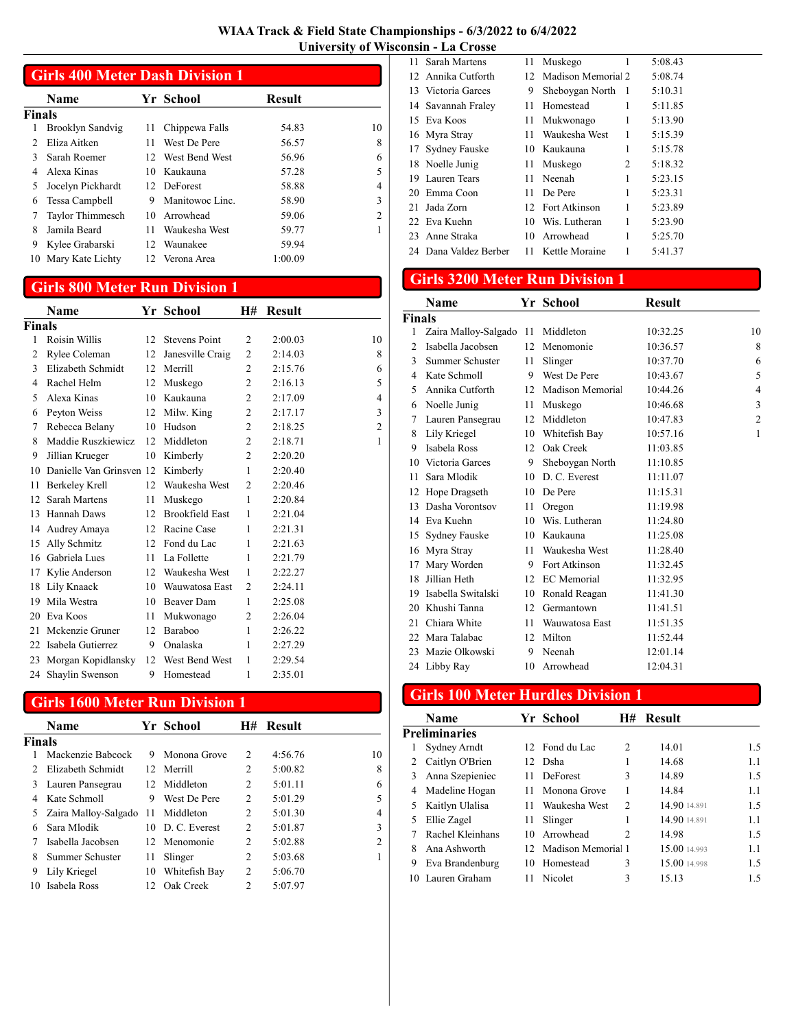# WIAA Track & Field State Championships - 6/3/2022 to 6/4/2022
## University of Wisconsin - La Crosse

## Girls 400 Meter Dash Division 1

**Finals**

| | Name | Yr | School | Result | |
|---|---|---|---|---|---|
| 1 | Brooklyn Sandvig | 11 | Chippewa Falls | 54.83 | 10 |
| 2 | Eliza Aitken | 11 | West De Pere | 56.57 | 8 |
| 3 | Sarah Roemer | 12 | West Bend West | 56.96 | 6 |
| 4 | Alexa Kinas | 10 | Kaukauna | 57.28 | 5 |
| 5 | Jocelyn Pickhardt | 12 | DeForest | 58.88 | 4 |
| 6 | Tessa Campbell | 9 | Manitowoc Linc. | 58.90 | 3 |
| 7 | Taylor Thimmesch | 10 | Arrowhead | 59.06 | 2 |
| 8 | Jamila Beard | 11 | Waukesha West | 59.77 | 1 |
| 9 | Kylee Grabarski | 12 | Waunakee | 59.94 | |
| 10 | Mary Kate Lichty | 12 | Verona Area | 1:00.09 | |

## Girls 800 Meter Run Division 1

**Finals**

| | Name | Yr | School | H# | Result | |
|---|---|---|---|---|---|---|
| 1 | Roisin Willis | 12 | Stevens Point | 2 | 2:00.03 | 10 |
| 2 | Rylee Coleman | 12 | Janesville Craig | 2 | 2:14.03 | 8 |
| 3 | Elizabeth Schmidt | 12 | Merrill | 2 | 2:15.76 | 6 |
| 4 | Rachel Helm | 12 | Muskego | 2 | 2:16.13 | 5 |
| 5 | Alexa Kinas | 10 | Kaukauna | 2 | 2:17.09 | 4 |
| 6 | Peyton Weiss | 12 | Milw. King | 2 | 2:17.17 | 3 |
| 7 | Rebecca Belany | 10 | Hudson | 2 | 2:18.25 | 2 |
| 8 | Maddie Ruszkiewicz | 12 | Middleton | 2 | 2:18.71 | 1 |
| 9 | Jillian Krueger | 10 | Kimberly | 2 | 2:20.20 | |
| 10 | Danielle Van Grinsven | 12 | Kimberly | 1 | 2:20.40 | |
| 11 | Berkeley Krell | 12 | Waukesha West | 2 | 2:20.46 | |
| 12 | Sarah Martens | 11 | Muskego | 1 | 2:20.84 | |
| 13 | Hannah Daws | 12 | Brookfield East | 1 | 2:21.04 | |
| 14 | Audrey Amaya | 12 | Racine Case | 1 | 2:21.31 | |
| 15 | Ally Schmitz | 12 | Fond du Lac | 1 | 2:21.63 | |
| 16 | Gabriela Lues | 11 | La Follette | 1 | 2:21.79 | |
| 17 | Kylie Anderson | 12 | Waukesha West | 1 | 2:22.27 | |
| 18 | Lily Knaack | 10 | Wauwatosa East | 2 | 2:24.11 | |
| 19 | Mila Westra | 10 | Beaver Dam | 1 | 2:25.08 | |
| 20 | Eva Koos | 11 | Mukwonago | 2 | 2:26.04 | |
| 21 | Mckenzie Gruner | 12 | Baraboo | 1 | 2:26.22 | |
| 22 | Isabela Gutierrez | 9 | Onalaska | 1 | 2:27.29 | |
| 23 | Morgan Kopidlansky | 12 | West Bend West | 1 | 2:29.54 | |
| 24 | Shaylin Swenson | 9 | Homestead | 1 | 2:35.01 | |

## Girls 1600 Meter Run Division 1

**Finals**

| | Name | Yr | School | H# | Result | |
|---|---|---|---|---|---|---|
| 1 | Mackenzie Babcock | 9 | Monona Grove | 2 | 4:56.76 | 10 |
| 2 | Elizabeth Schmidt | 12 | Merrill | 2 | 5:00.82 | 8 |
| 3 | Lauren Pansegrau | 12 | Middleton | 2 | 5:01.11 | 6 |
| 4 | Kate Schmoll | 9 | West De Pere | 2 | 5:01.29 | 5 |
| 5 | Zaira Malloy-Salgado | 11 | Middleton | 2 | 5:01.30 | 4 |
| 6 | Sara Mlodik | 10 | D. C. Everest | 2 | 5:01.87 | 3 |
| 7 | Isabella Jacobsen | 12 | Menomonie | 2 | 5:02.88 | 2 |
| 8 | Summer Schuster | 11 | Slinger | 2 | 5:03.68 | 1 |
| 9 | Lily Kriegel | 10 | Whitefish Bay | 2 | 5:06.70 | |
| 10 | Isabela Ross | 12 | Oak Creek | 2 | 5:07.97 | |
| 11 | Sarah Martens | 11 | Muskego | 1 | 5:08.43 | |
| 12 | Annika Cutforth | 12 | Madison Memorial | 2 | 5:08.74 | |
| 13 | Victoria Garces | 9 | Sheboygan North | 1 | 5:10.31 | |
| 14 | Savannah Fraley | 11 | Homestead | 1 | 5:11.85 | |
| 15 | Eva Koos | 11 | Mukwonago | 1 | 5:13.90 | |
| 16 | Myra Stray | 11 | Waukesha West | 1 | 5:15.39 | |
| 17 | Sydney Fauske | 10 | Kaukauna | 1 | 5:15.78 | |
| 18 | Noelle Junig | 11 | Muskego | 2 | 5:18.32 | |
| 19 | Lauren Tears | 11 | Neenah | 1 | 5:23.15 | |
| 20 | Emma Coon | 11 | De Pere | 1 | 5:23.31 | |
| 21 | Jada Zorn | 12 | Fort Atkinson | 1 | 5:23.89 | |
| 22 | Eva Kuehn | 10 | Wis. Lutheran | 1 | 5:23.90 | |
| 23 | Anne Straka | 10 | Arrowhead | 1 | 5:25.70 | |
| 24 | Dana Valdez Berber | 11 | Kettle Moraine | 1 | 5:41.37 | |

## Girls 3200 Meter Run Division 1

**Finals**

| | Name | Yr | School | Result | |
|---|---|---|---|---|---|
| 1 | Zaira Malloy-Salgado | 11 | Middleton | 10:32.25 | 10 |
| 2 | Isabella Jacobsen | 12 | Menomonie | 10:36.57 | 8 |
| 3 | Summer Schuster | 11 | Slinger | 10:37.70 | 6 |
| 4 | Kate Schmoll | 9 | West De Pere | 10:43.67 | 5 |
| 5 | Annika Cutforth | 12 | Madison Memorial | 10:44.26 | 4 |
| 6 | Noelle Junig | 11 | Muskego | 10:46.68 | 3 |
| 7 | Lauren Pansegrau | 12 | Middleton | 10:47.83 | 2 |
| 8 | Lily Kriegel | 10 | Whitefish Bay | 10:57.16 | 1 |
| 9 | Isabela Ross | 12 | Oak Creek | 11:03.85 | |
| 10 | Victoria Garces | 9 | Sheboygan North | 11:10.85 | |
| 11 | Sara Mlodik | 10 | D. C. Everest | 11:11.07 | |
| 12 | Hope Dragseth | 10 | De Pere | 11:15.31 | |
| 13 | Dasha Vorontsov | 11 | Oregon | 11:19.98 | |
| 14 | Eva Kuehn | 10 | Wis. Lutheran | 11:24.80 | |
| 15 | Sydney Fauske | 10 | Kaukauna | 11:25.08 | |
| 16 | Myra Stray | 11 | Waukesha West | 11:28.40 | |
| 17 | Mary Worden | 9 | Fort Atkinson | 11:32.45 | |
| 18 | Jillian Heth | 12 | EC Memorial | 11:32.95 | |
| 19 | Isabella Switalski | 10 | Ronald Reagan | 11:41.30 | |
| 20 | Khushi Tanna | 12 | Germantown | 11:41.51 | |
| 21 | Chiara White | 11 | Wauwatosa East | 11:51.35 | |
| 22 | Mara Talabac | 12 | Milton | 11:52.44 | |
| 23 | Mazie Olkowski | 9 | Neenah | 12:01.14 | |
| 24 | Libby Ray | 10 | Arrowhead | 12:04.31 | |

## Girls 100 Meter Hurdles Division 1

**Preliminaries**

| | Name | Yr | School | H# | Result | |
|---|---|---|---|---|---|---|
| 1 | Sydney Arndt | 12 | Fond du Lac | 2 | 14.01 | 1.5 |
| 2 | Caitlyn O'Brien | 12 | Dsha | 1 | 14.68 | 1.1 |
| 3 | Anna Szepieniec | 11 | DeForest | 3 | 14.89 | 1.5 |
| 4 | Madeline Hogan | 11 | Monona Grove | 1 | 14.84 | 1.1 |
| 5 | Kaitlyn Ulalisa | 11 | Waukesha West | 2 | 14.90 14.891 | 1.5 |
| 5 | Ellie Zagel | 11 | Slinger | 1 | 14.90 14.891 | 1.1 |
| 7 | Rachel Kleinhans | 10 | Arrowhead | 2 | 14.98 | 1.5 |
| 8 | Ana Ashworth | 12 | Madison Memorial | 1 | 15.00 14.993 | 1.1 |
| 9 | Eva Brandenburg | 10 | Homestead | 3 | 15.00 14.998 | 1.5 |
| 10 | Lauren Graham | 11 | Nicolet | 3 | 15.13 | 1.5 |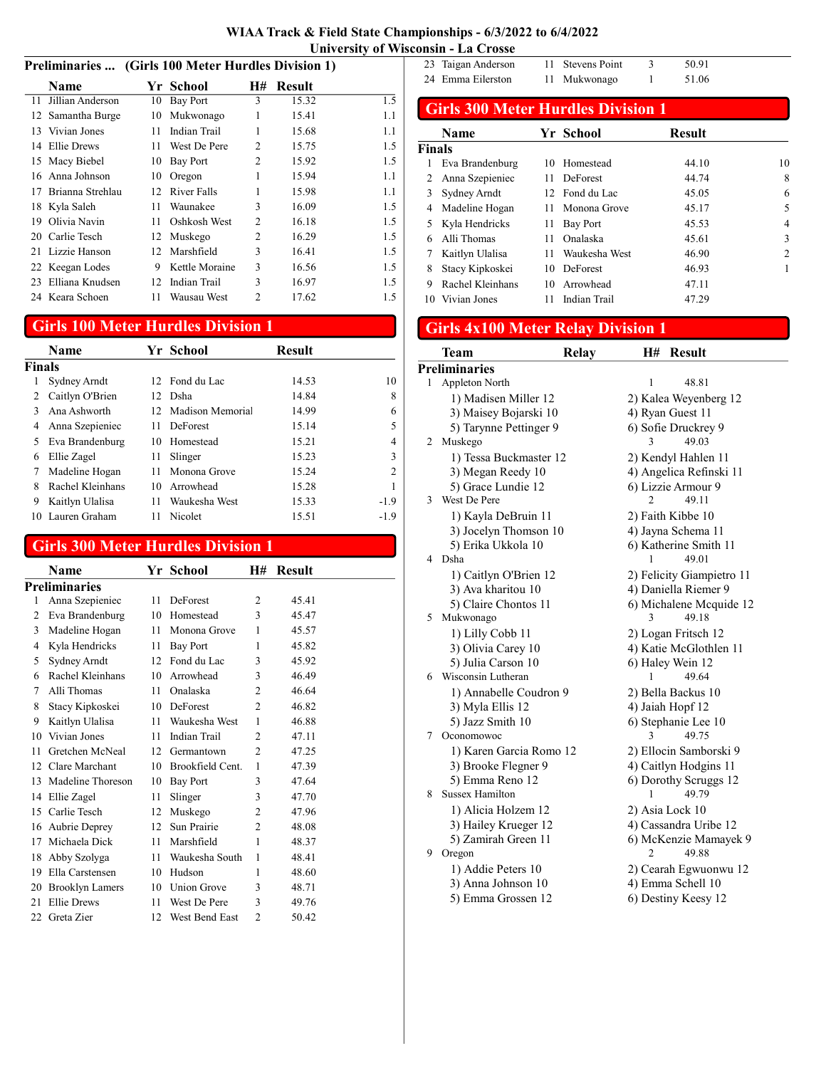# WIIA Track & Field State Championships - 6/3/2022 to 6/4/2022
## University of Wisconsin - La Crosse

### Preliminaries ... (Girls 100 Meter Hurdles Division 1)

| | Name | Yr | School | H# | Result | |
|---|---|---|---|---|---|---|
| 11 | Jillian Anderson | 10 | Bay Port | 3 | 15.32 | 1.5 |
| 12 | Samantha Burge | 10 | Mukwonago | 1 | 15.41 | 1.1 |
| 13 | Vivian Jones | 11 | Indian Trail | 1 | 15.68 | 1.1 |
| 14 | Ellie Drews | 11 | West De Pere | 2 | 15.75 | 1.5 |
| 15 | Macy Biebel | 10 | Bay Port | 2 | 15.92 | 1.5 |
| 16 | Anna Johnson | 10 | Oregon | 1 | 15.94 | 1.1 |
| 17 | Brianna Strehlau | 12 | River Falls | 1 | 15.98 | 1.1 |
| 18 | Kyla Saleh | 11 | Waunakee | 3 | 16.09 | 1.5 |
| 19 | Olivia Navin | 11 | Oshkosh West | 2 | 16.18 | 1.5 |
| 20 | Carlie Tesch | 12 | Muskego | 2 | 16.29 | 1.5 |
| 21 | Lizzie Hanson | 12 | Marshfield | 3 | 16.41 | 1.5 |
| 22 | Keegan Lodes | 9 | Kettle Moraine | 3 | 16.56 | 1.5 |
| 23 | Elliana Knudsen | 12 | Indian Trail | 3 | 16.97 | 1.5 |
| 24 | Keara Schoen | 11 | Wausau West | 2 | 17.62 | 1.5 |

## Girls 100 Meter Hurdles Division 1

**Finals**

| | Name | Yr | School | Result | |
|---|---|---|---|---|---|
| 1 | Sydney Arndt | 12 | Fond du Lac | 14.53 | 10 |
| 2 | Caitlyn O'Brien | 12 | Dsha | 14.84 | 8 |
| 3 | Ana Ashworth | 12 | Madison Memorial | 14.99 | 6 |
| 4 | Anna Szepieniec | 11 | DeForest | 15.14 | 5 |
| 5 | Eva Brandenburg | 10 | Homestead | 15.21 | 4 |
| 6 | Ellie Zagel | 11 | Slinger | 15.23 | 3 |
| 7 | Madeline Hogan | 11 | Monona Grove | 15.24 | 2 |
| 8 | Rachel Kleinhans | 10 | Arrowhead | 15.28 | 1 |
| 9 | Kaitlyn Ulalisa | 11 | Waukesha West | 15.33 | -1.9 |
| 10 | Lauren Graham | 11 | Nicolet | 15.51 | -1.9 |

## Girls 300 Meter Hurdles Division 1

**Preliminaries**

| | Name | Yr | School | H# | Result |
|---|---|---|---|---|---|
| 1 | Anna Szepieniec | 11 | DeForest | 2 | 45.41 |
| 2 | Eva Brandenburg | 10 | Homestead | 3 | 45.47 |
| 3 | Madeline Hogan | 11 | Monona Grove | 1 | 45.57 |
| 4 | Kyla Hendricks | 11 | Bay Port | 1 | 45.82 |
| 5 | Sydney Arndt | 12 | Fond du Lac | 3 | 45.92 |
| 6 | Rachel Kleinhans | 10 | Arrowhead | 3 | 46.49 |
| 7 | Alli Thomas | 11 | Onalaska | 2 | 46.64 |
| 8 | Stacy Kipkoskei | 10 | DeForest | 2 | 46.82 |
| 9 | Kaitlyn Ulalisa | 11 | Waukesha West | 1 | 46.88 |
| 10 | Vivian Jones | 11 | Indian Trail | 2 | 47.11 |
| 11 | Gretchen McNeal | 12 | Germantown | 2 | 47.25 |
| 12 | Clare Marchant | 10 | Brookfield Cent. | 1 | 47.39 |
| 13 | Madeline Thoreson | 10 | Bay Port | 3 | 47.64 |
| 14 | Ellie Zagel | 11 | Slinger | 3 | 47.70 |
| 15 | Carlie Tesch | 12 | Muskego | 2 | 47.96 |
| 16 | Aubrie Deprey | 12 | Sun Prairie | 2 | 48.08 |
| 17 | Michaela Dick | 11 | Marshfield | 1 | 48.37 |
| 18 | Abby Szolyga | 11 | Waukesha South | 1 | 48.41 |
| 19 | Ella Carstensen | 10 | Hudson | 1 | 48.60 |
| 20 | Brooklyn Lamers | 10 | Union Grove | 3 | 48.71 |
| 21 | Ellie Drews | 11 | West De Pere | 3 | 49.76 |
| 22 | Greta Zier | 12 | West Bend East | 2 | 50.42 |
| 23 | Taigan Anderson | 11 | Stevens Point | 3 | 50.91 |
| 24 | Emma Eilerston | 11 | Mukwonago | 1 | 51.06 |

## Girls 300 Meter Hurdles Division 1

**Finals**

| | Name | Yr | School | Result | |
|---|---|---|---|---|---|
| 1 | Eva Brandenburg | 10 | Homestead | 44.10 | 10 |
| 2 | Anna Szepieniec | 11 | DeForest | 44.74 | 8 |
| 3 | Sydney Arndt | 12 | Fond du Lac | 45.05 | 6 |
| 4 | Madeline Hogan | 11 | Monona Grove | 45.17 | 5 |
| 5 | Kyla Hendricks | 11 | Bay Port | 45.53 | 4 |
| 6 | Alli Thomas | 11 | Onalaska | 45.61 | 3 |
| 7 | Kaitlyn Ulalisa | 11 | Waukesha West | 46.90 | 2 |
| 8 | Stacy Kipkoskei | 10 | DeForest | 46.93 | 1 |
| 9 | Rachel Kleinhans | 10 | Arrowhead | 47.11 | |
| 10 | Vivian Jones | 11 | Indian Trail | 47.29 | |

## Girls 4x100 Meter Relay Division 1

**Preliminaries**

| | Team | Relay | H# | Result |
|---|---|---|---|---|
| 1 | Appleton North | | 1 | 48.81 |
| | 1) Madisen Miller 12 | | 2) Kalea Weyenberg 12 | |
| | 3) Maisey Bojarski 10 | | 4) Ryan Guest 11 | |
| | 5) Tarynne Pettinger 9 | | 6) Sofie Druckrey 9 | |
| 2 | Muskego | | 3 | 49.03 |
| | 1) Tessa Buckmaster 12 | | 2) Kendyl Hahlen 11 | |
| | 3) Megan Reedy 10 | | 4) Angelica Refinski 11 | |
| | 5) Grace Lundie 12 | | 6) Lizzie Armour 9 | |
| 3 | West De Pere | | 2 | 49.11 |
| | 1) Kayla DeBruin 11 | | 2) Faith Kibbe 10 | |
| | 3) Jocelyn Thomson 10 | | 4) Jayna Schema 11 | |
| | 5) Erika Ukkola 10 | | 6) Katherine Smith 11 | |
| 4 | Dsha | | 1 | 49.01 |
| | 1) Caitlyn O'Brien 12 | | 2) Felicity Giampietro 11 | |
| | 3) Ava kharitou 10 | | 4) Daniella Riemer 9 | |
| | 5) Claire Chontos 11 | | 6) Michalene Mcquide 12 | |
| 5 | Mukwonago | | 3 | 49.18 |
| | 1) Lilly Cobb 11 | | 2) Logan Fritsch 12 | |
| | 3) Olivia Carey 10 | | 4) Katie McGlothlen 11 | |
| | 5) Julia Carson 10 | | 6) Haley Wein 12 | |
| 6 | Wisconsin Lutheran | | 1 | 49.64 |
| | 1) Annabelle Coudron 9 | | 2) Bella Backus 10 | |
| | 3) Myla Ellis 12 | | 4) Jaiah Hopf 12 | |
| | 5) Jazz Smith 10 | | 6) Stephanie Lee 10 | |
| 7 | Oconomowoc | | 3 | 49.75 |
| | 1) Karen Garcia Romo 12 | | 2) Ellocin Samborski 9 | |
| | 3) Brooke Flegner 9 | | 4) Caitlyn Hodgins 11 | |
| | 5) Emma Reno 12 | | 6) Dorothy Scruggs 12 | |
| 8 | Sussex Hamilton | | 1 | 49.79 |
| | 1) Alicia Holzem 12 | | 2) Asia Lock 10 | |
| | 3) Hailey Krueger 12 | | 4) Cassandra Uribe 12 | |
| | 5) Zamirah Green 11 | | 6) McKenzie Mamayek 9 | |
| 9 | Oregon | | 2 | 49.88 |
| | 1) Addie Peters 10 | | 2) Cearah Egwuonwu 12 | |
| | 3) Anna Johnson 10 | | 4) Emma Schell 10 | |
| | 5) Emma Grossen 12 | | 6) Destiny Keesy 12 | |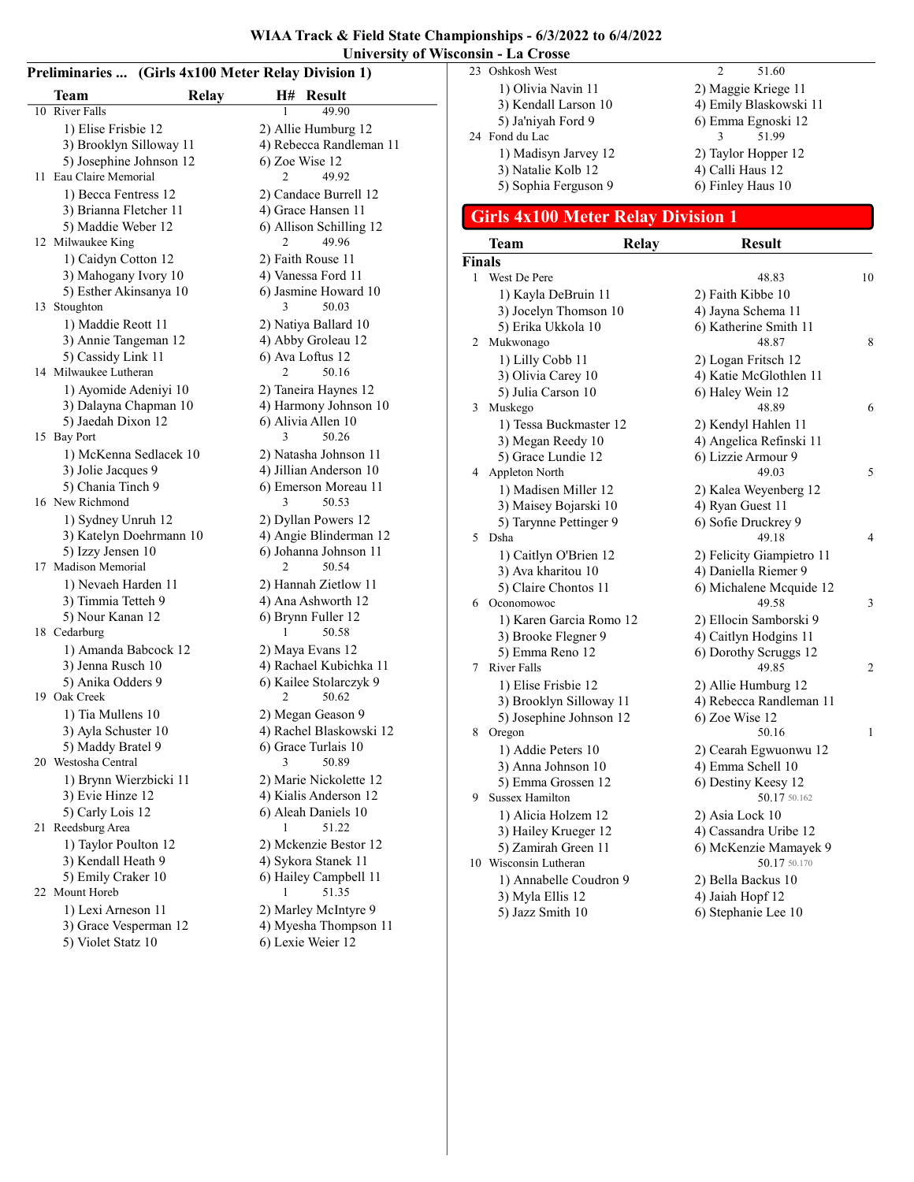# WIAA Track & Field State Championships - 6/3/2022 to 6/4/2022
## University of Wisconsin - La Crosse

### Preliminaries ... (Girls 4x100 Meter Relay Division 1)

| Team | Relay | H# | Result |
|---|---|---|---|
| 10 River Falls | | 1 | 49.90 |
| 1) Elise Frisbie 12 | 2) Allie Humburg 12 | | |
| 3) Brooklyn Silloway 11 | 4) Rebecca Randleman 11 | | |
| 5) Josephine Johnson 12 | 6) Zoe Wise 12 | | |
| 11 Eau Claire Memorial | | 2 | 49.92 |
| 1) Becca Fentress 12 | 2) Candace Burrell 12 | | |
| 3) Brianna Fletcher 11 | 4) Grace Hansen 11 | | |
| 5) Maddie Weber 12 | 6) Allison Schilling 12 | | |
| 12 Milwaukee King | | 2 | 49.96 |
| 1) Caidyn Cotton 12 | 2) Faith Rouse 11 | | |
| 3) Mahogany Ivory 10 | 4) Vanessa Ford 11 | | |
| 5) Esther Akinsanya 10 | 6) Jasmine Howard 10 | | |
| 13 Stoughton | | 3 | 50.03 |
| 1) Maddie Reott 11 | 2) Natiya Ballard 10 | | |
| 3) Annie Tangeman 12 | 4) Abby Groleau 12 | | |
| 5) Cassidy Link 11 | 6) Ava Loftus 12 | | |
| 14 Milwaukee Lutheran | | 2 | 50.16 |
| 1) Ayomide Adeniyi 10 | 2) Taneira Haynes 12 | | |
| 3) Dalayna Chapman 10 | 4) Harmony Johnson 10 | | |
| 5) Jaedah Dixon 12 | 6) Alivia Allen 10 | | |
| 15 Bay Port | | 3 | 50.26 |
| 1) McKenna Sedlacek 10 | 2) Natasha Johnson 11 | | |
| 3) Jolie Jacques 9 | 4) Jillian Anderson 10 | | |
| 5) Chania Tinch 9 | 6) Emerson Moreau 11 | | |
| 16 New Richmond | | 3 | 50.53 |
| 1) Sydney Unruh 12 | 2) Dyllan Powers 12 | | |
| 3) Katelyn Doehrmann 10 | 4) Angie Blinderman 12 | | |
| 5) Izzy Jensen 10 | 6) Johanna Johnson 11 | | |
| 17 Madison Memorial | | 2 | 50.54 |
| 1) Nevaeh Harden 11 | 2) Hannah Zietlow 11 | | |
| 3) Timmia Tetteh 9 | 4) Ana Ashworth 12 | | |
| 5) Nour Kanan 12 | 6) Brynn Fuller 12 | | |
| 18 Cedarburg | | 1 | 50.58 |
| 1) Amanda Babcock 12 | 2) Maya Evans 12 | | |
| 3) Jenna Rusch 10 | 4) Rachael Kubichka 11 | | |
| 5) Anika Odders 9 | 6) Kailee Stolarczyk 9 | | |
| 19 Oak Creek | | 2 | 50.62 |
| 1) Tia Mullens 10 | 2) Megan Geason 9 | | |
| 3) Ayla Schuster 10 | 4) Rachel Blaskowski 12 | | |
| 5) Maddy Bratel 9 | 6) Grace Turlais 10 | | |
| 20 Westosha Central | | 3 | 50.89 |
| 1) Brynn Wierzbicki 11 | 2) Marie Nickolette 12 | | |
| 3) Evie Hinze 12 | 4) Kialis Anderson 12 | | |
| 5) Carly Lois 12 | 6) Aleah Daniels 10 | | |
| 21 Reedsburg Area | | 1 | 51.22 |
| 1) Taylor Poulton 12 | 2) Mckenzie Bestor 12 | | |
| 3) Kendall Heath 9 | 4) Sykora Stanek 11 | | |
| 5) Emily Craker 10 | 6) Hailey Campbell 11 | | |
| 22 Mount Horeb | | 1 | 51.35 |
| 1) Lexi Arneson 11 | 2) Marley McIntyre 9 | | |
| 3) Grace Vesperman 12 | 4) Myesha Thompson 11 | | |
| 5) Violet Statz 10 | 6) Lexie Weier 12 | | |
| 23 Oshkosh West | | 2 | 51.60 |
| 1) Olivia Navin 11 | 2) Maggie Kriege 11 | | |
| 3) Kendall Larson 10 | 4) Emily Blaskowski 11 | | |
| 5) Ja'niyah Ford 9 | 6) Emma Egnoski 12 | | |
| 24 Fond du Lac | | 3 | 51.99 |
| 1) Madisyn Jarvey 12 | 2) Taylor Hopper 12 | | |
| 3) Natalie Kolb 12 | 4) Calli Haus 12 | | |
| 5) Sophia Ferguson 9 | 6) Finley Haus 10 | | |

## Girls 4x100 Meter Relay Division 1

**Finals**

| Team | Relay | Result | Points |
|---|---|---|---|
| 1 West De Pere | | 48.83 | 10 |
| 1) Kayla DeBruin 11 | 2) Faith Kibbe 10 | | |
| 3) Jocelyn Thomson 10 | 4) Jayna Schema 11 | | |
| 5) Erika Ukkola 10 | 6) Katherine Smith 11 | | |
| 2 Mukwonago | | 48.87 | 8 |
| 1) Lilly Cobb 11 | 2) Logan Fritsch 12 | | |
| 3) Olivia Carey 10 | 4) Katie McGlothlen 11 | | |
| 5) Julia Carson 10 | 6) Haley Wein 12 | | |
| 3 Muskego | | 48.89 | 6 |
| 1) Tessa Buckmaster 12 | 2) Kendyl Hahlen 11 | | |
| 3) Megan Reedy 10 | 4) Angelica Refinski 11 | | |
| 5) Grace Lundie 12 | 6) Lizzie Armour 9 | | |
| 4 Appleton North | | 49.03 | 5 |
| 1) Madisen Miller 12 | 2) Kalea Weyenberg 12 | | |
| 3) Maisey Bojarski 10 | 4) Ryan Guest 11 | | |
| 5) Tarynne Pettinger 9 | 6) Sofie Druckrey 9 | | |
| 5 Dsha | | 49.18 | 4 |
| 1) Caitlyn O'Brien 12 | 2) Felicity Giampietro 11 | | |
| 3) Ava kharitou 10 | 4) Daniella Riemer 9 | | |
| 5) Claire Chontos 11 | 6) Michalene Mcquide 12 | | |
| 6 Oconomowoc | | 49.58 | 3 |
| 1) Karen Garcia Romo 12 | 2) Ellocin Samborski 9 | | |
| 3) Brooke Flegner 9 | 4) Caitlyn Hodgins 11 | | |
| 5) Emma Reno 12 | 6) Dorothy Scruggs 12 | | |
| 7 River Falls | | 49.85 | 2 |
| 1) Elise Frisbie 12 | 2) Allie Humburg 12 | | |
| 3) Brooklyn Silloway 11 | 4) Rebecca Randleman 11 | | |
| 5) Josephine Johnson 12 | 6) Zoe Wise 12 | | |
| 8 Oregon | | 50.16 | 1 |
| 1) Addie Peters 10 | 2) Cearah Egwuonwu 12 | | |
| 3) Anna Johnson 10 | 4) Emma Schell 10 | | |
| 5) Emma Grossen 12 | 6) Destiny Keesy 12 | | |
| 9 Sussex Hamilton | | 50.17 50.162 | |
| 1) Alicia Holzem 12 | 2) Asia Lock 10 | | |
| 3) Hailey Krueger 12 | 4) Cassandra Uribe 12 | | |
| 5) Zamirah Green 11 | 6) McKenzie Mamayek 9 | | |
| 10 Wisconsin Lutheran | | 50.17 50.170 | |
| 1) Annabelle Coudron 9 | 2) Bella Backus 10 | | |
| 3) Myla Ellis 12 | 4) Jaiah Hopf 12 | | |
| 5) Jazz Smith 10 | 6) Stephanie Lee 10 | | |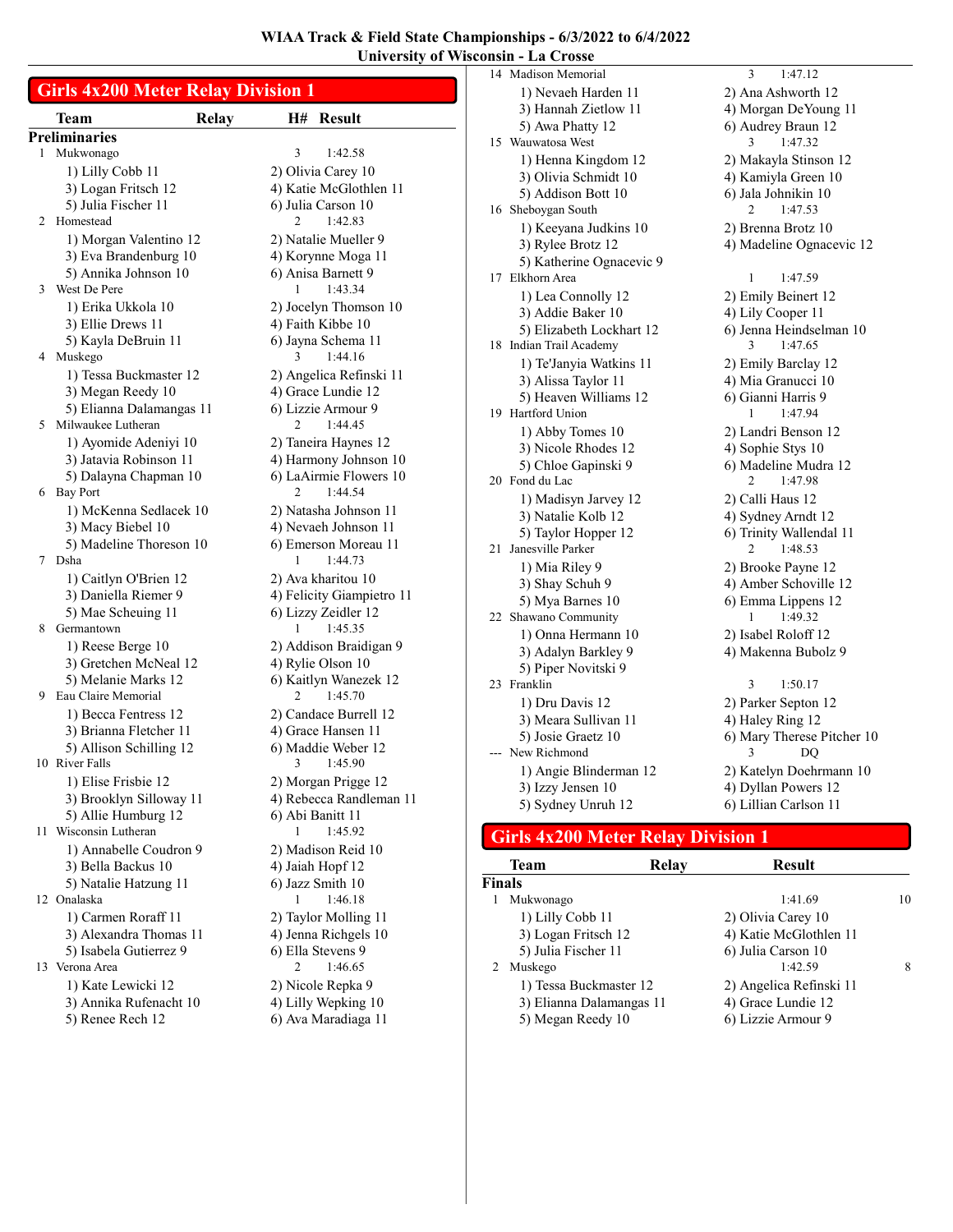# WIAA Track & Field State Championships - 6/3/2022 to 6/4/2022
## University of Wisconsin - La Crosse

## Girls 4x200 Meter Relay Division 1

| Team | Relay | H# | Result |
|---|---|---|---|

**Preliminaries**

1 Mukwonago — 3 — 1:42.58
1) Lilly Cobb 11, 2) Olivia Carey 10, 3) Logan Fritsch 12, 4) Katie McGlothlen 11, 5) Julia Fischer 11, 6) Julia Carson 10

2 Homestead — 2 — 1:42.83
1) Morgan Valentino 12, 2) Natalie Mueller 9, 3) Eva Brandenburg 10, 4) Korynne Moga 11, 5) Annika Johnson 10, 6) Anisa Barnett 9

3 West De Pere — 1 — 1:43.34
1) Erika Ukkola 10, 2) Jocelyn Thomson 10, 3) Ellie Drews 11, 4) Faith Kibbe 10, 5) Kayla DeBruin 11, 6) Jayna Schema 11

4 Muskego — 3 — 1:44.16
1) Tessa Buckmaster 12, 2) Angelica Refinski 11, 3) Megan Reedy 10, 4) Grace Lundie 12, 5) Elianna Dalamangas 11, 6) Lizzie Armour 9

5 Milwaukee Lutheran — 2 — 1:44.45
1) Ayomide Adeniyi 10, 2) Taneira Haynes 12, 3) Jatavia Robinson 11, 4) Harmony Johnson 10, 5) Dalayna Chapman 10, 6) LaAirmie Flowers 10

6 Bay Port — 2 — 1:44.54
1) McKenna Sedlacek 10, 2) Natasha Johnson 11, 3) Macy Biebel 10, 4) Nevaeh Johnson 11, 5) Madeline Thoreson 10, 6) Emerson Moreau 11

7 Dsha — 1 — 1:44.73
1) Caitlyn O'Brien 12, 2) Ava kharitou 10, 3) Daniella Riemer 9, 4) Felicity Giampietro 11, 5) Mae Scheuing 11, 6) Lizzy Zeidler 12

8 Germantown — 1 — 1:45.35
1) Reese Berge 10, 2) Addison Braidigan 9, 3) Gretchen McNeal 12, 4) Rylie Olson 10, 5) Melanie Marks 12, 6) Kaitlyn Wanezek 12

9 Eau Claire Memorial — 2 — 1:45.70
1) Becca Fentress 12, 2) Candace Burrell 12, 3) Brianna Fletcher 11, 4) Grace Hansen 11, 5) Allison Schilling 12, 6) Maddie Weber 12

10 River Falls — 3 — 1:45.90
1) Elise Frisbie 12, 2) Morgan Prigge 12, 3) Brooklyn Silloway 11, 4) Rebecca Randleman 11, 5) Allie Humburg 12, 6) Abi Banitt 11

11 Wisconsin Lutheran — 1 — 1:45.92
1) Annabelle Coudron 9, 2) Madison Reid 10, 3) Bella Backus 10, 4) Jaiah Hopf 12, 5) Natalie Hatzung 11, 6) Jazz Smith 10

12 Onalaska — 1 — 1:46.18
1) Carmen Roraff 11, 2) Taylor Molling 11, 3) Alexandra Thomas 11, 4) Jenna Richgels 10, 5) Isabela Gutierrez 9, 6) Ella Stevens 9

13 Verona Area — 2 — 1:46.65
1) Kate Lewicki 12, 2) Nicole Repka 9, 3) Annika Rufenacht 10, 4) Lilly Wepking 10, 5) Renee Rech 12, 6) Ava Maradiaga 11

14 Madison Memorial — 3 — 1:47.12
1) Nevaeh Harden 11, 2) Ana Ashworth 12, 3) Hannah Zietlow 11, 4) Morgan DeYoung 11, 5) Awa Phatty 12, 6) Audrey Braun 12

15 Wauwatosa West — 3 — 1:47.32
1) Henna Kingdom 12, 2) Makayla Stinson 12, 3) Olivia Schmidt 10, 4) Kamiyla Green 10, 5) Addison Bott 10, 6) Jala Johnikin 10

16 Sheboygan South — 2 — 1:47.53
1) Keeyana Judkins 10, 2) Brenna Brotz 10, 3) Rylee Brotz 12, 4) Madeline Ognacevic 12, 5) Katherine Ognacevic 9

17 Elkhorn Area — 1 — 1:47.59
1) Lea Connolly 12, 2) Emily Beinert 12, 3) Addie Baker 10, 4) Lily Cooper 11, 5) Elizabeth Lockhart 12, 6) Jenna Heindselman 10

18 Indian Trail Academy — 3 — 1:47.65
1) Te'Janyia Watkins 11, 2) Emily Barclay 12, 3) Alissa Taylor 11, 4) Mia Granucci 10, 5) Heaven Williams 12, 6) Gianni Harris 9

19 Hartford Union — 1 — 1:47.94
1) Abby Tomes 10, 2) Landri Benson 12, 3) Nicole Rhodes 12, 4) Sophie Stys 10, 5) Chloe Gapinski 9, 6) Madeline Mudra 12

20 Fond du Lac — 2 — 1:47.98
1) Madisyn Jarvey 12, 2) Calli Haus 12, 3) Natalie Kolb 12, 4) Sydney Arndt 12, 5) Taylor Hopper 12, 6) Trinity Wallendal 11

21 Janesville Parker — 2 — 1:48.53
1) Mia Riley 9, 2) Brooke Payne 12, 3) Shay Schuh 9, 4) Amber Schoville 12, 5) Mya Barnes 10, 6) Emma Lippens 12

22 Shawano Community — 1 — 1:49.32
1) Onna Hermann 10, 2) Isabel Roloff 12, 3) Adalyn Barkley 9, 4) Makenna Bubolz 9, 5) Piper Novitski 9

23 Franklin — 3 — 1:50.17
1) Dru Davis 12, 2) Parker Septon 12, 3) Meara Sullivan 11, 4) Haley Ring 12, 5) Josie Graetz 10, 6) Mary Therese Pitcher 10

--- New Richmond — 3 — DQ
1) Angie Blinderman 12, 2) Katelyn Doehrmann 10, 3) Izzy Jensen 10, 4) Dyllan Powers 12, 5) Sydney Unruh 12, 6) Lillian Carlson 11

## Girls 4x200 Meter Relay Division 1

| Team | Relay | Result | |
|---|---|---|---|

**Finals**

1 Mukwonago — 1:41.69 — 10
1) Lilly Cobb 11, 2) Olivia Carey 10, 3) Logan Fritsch 12, 4) Katie McGlothlen 11, 5) Julia Fischer 11, 6) Julia Carson 10

2 Muskego — 1:42.59 — 8
1) Tessa Buckmaster 12, 2) Angelica Refinski 11, 3) Elianna Dalamangas 11, 4) Grace Lundie 12, 5) Megan Reedy 10, 6) Lizzie Armour 9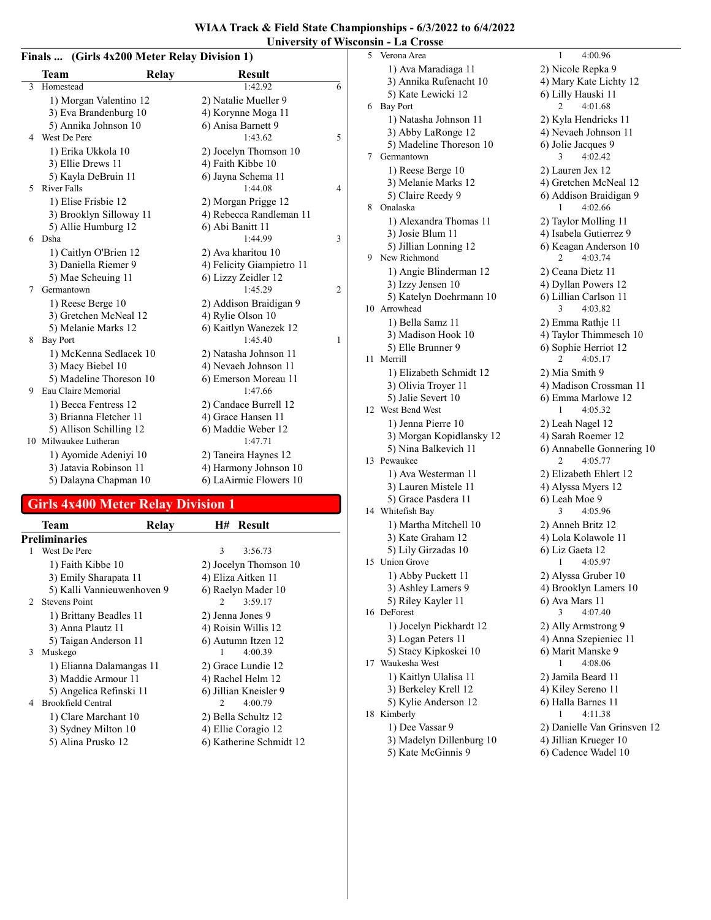# WIAA Track & Field State Championships - 6/3/2022 to 6/4/2022
## University of Wisconsin - La Crosse

### Finals ... (Girls 4x200 Meter Relay Division 1)

| | Team | Relay | Result | |
|---|---|---|---|---|
| 3 | Homestead | | 1:42.92 | 6 |
| | 1) Morgan Valentino 12 | 2) Natalie Mueller 9 | | |
| | 3) Eva Brandenburg 10 | 4) Korynne Moga 11 | | |
| | 5) Annika Johnson 10 | 6) Anisa Barnett 9 | | |
| 4 | West De Pere | | 1:43.62 | 5 |
| | 1) Erika Ukkola 10 | 2) Jocelyn Thomson 10 | | |
| | 3) Ellie Drews 11 | 4) Faith Kibbe 10 | | |
| | 5) Kayla DeBruin 11 | 6) Jayna Schema 11 | | |
| 5 | River Falls | | 1:44.08 | 4 |
| | 1) Elise Frisbie 12 | 2) Morgan Prigge 12 | | |
| | 3) Brooklyn Silloway 11 | 4) Rebecca Randleman 11 | | |
| | 5) Allie Humburg 12 | 6) Abi Banitt 11 | | |
| 6 | Dsha | | 1:44.99 | 3 |
| | 1) Caitlyn O'Brien 12 | 2) Ava kharitou 10 | | |
| | 3) Daniella Riemer 9 | 4) Felicity Giampietro 11 | | |
| | 5) Mae Scheuing 11 | 6) Lizzy Zeidler 12 | | |
| 7 | Germantown | | 1:45.29 | 2 |
| | 1) Reese Berge 10 | 2) Addison Braidigan 9 | | |
| | 3) Gretchen McNeal 12 | 4) Rylie Olson 10 | | |
| | 5) Melanie Marks 12 | 6) Kaitlyn Wanezek 12 | | |
| 8 | Bay Port | | 1:45.40 | 1 |
| | 1) McKenna Sedlacek 10 | 2) Natasha Johnson 11 | | |
| | 3) Macy Biebel 10 | 4) Nevaeh Johnson 11 | | |
| | 5) Madeline Thoreson 10 | 6) Emerson Moreau 11 | | |
| 9 | Eau Claire Memorial | | 1:47.66 | |
| | 1) Becca Fentress 12 | 2) Candace Burrell 12 | | |
| | 3) Brianna Fletcher 11 | 4) Grace Hansen 11 | | |
| | 5) Allison Schilling 12 | 6) Maddie Weber 12 | | |
| 10 | Milwaukee Lutheran | | 1:47.71 | |
| | 1) Ayomide Adeniyi 10 | 2) Taneira Haynes 12 | | |
| | 3) Jatavia Robinson 11 | 4) Harmony Johnson 10 | | |
| | 5) Dalayna Chapman 10 | 6) LaAirmie Flowers 10 | | |

## Girls 4x400 Meter Relay Division 1

### Preliminaries

| | Team | Relay | H# | Result |
|---|---|---|---|---|
| 1 | West De Pere | | 3 | 3:56.73 |
| | 1) Faith Kibbe 10 | 2) Jocelyn Thomson 10 | | |
| | 3) Emily Sharapata 11 | 4) Eliza Aitken 11 | | |
| | 5) Kalli Vannieuwenhoven 9 | 6) Raelyn Mader 10 | | |
| 2 | Stevens Point | | 2 | 3:59.17 |
| | 1) Brittany Beadles 11 | 2) Jenna Jones 9 | | |
| | 3) Anna Plautz 11 | 4) Roisin Willis 12 | | |
| | 5) Taigan Anderson 11 | 6) Autumn Itzen 12 | | |
| 3 | Muskego | | 1 | 4:00.39 |
| | 1) Elianna Dalamangas 11 | 2) Grace Lundie 12 | | |
| | 3) Maddie Armour 11 | 4) Rachel Helm 12 | | |
| | 5) Angelica Refinski 11 | 6) Jillian Kneisler 9 | | |
| 4 | Brookfield Central | | 2 | 4:00.79 |
| | 1) Clare Marchant 10 | 2) Bella Schultz 12 | | |
| | 3) Sydney Milton 10 | 4) Ellie Coragio 12 | | |
| | 5) Alina Prusko 12 | 6) Katherine Schmidt 12 | | |
| 5 | Verona Area | | 1 | 4:00.96 |
| | 1) Ava Maradiaga 11 | 2) Nicole Repka 9 | | |
| | 3) Annika Rufenacht 10 | 4) Mary Kate Lichty 12 | | |
| | 5) Kate Lewicki 12 | 6) Lilly Hauski 11 | | |
| 6 | Bay Port | | 2 | 4:01.68 |
| | 1) Natasha Johnson 11 | 2) Kyla Hendricks 11 | | |
| | 3) Abby LaRonge 12 | 4) Nevaeh Johnson 11 | | |
| | 5) Madeline Thoreson 10 | 6) Jolie Jacques 9 | | |
| 7 | Germantown | | 3 | 4:02.42 |
| | 1) Reese Berge 10 | 2) Lauren Jex 12 | | |
| | 3) Melanie Marks 12 | 4) Gretchen McNeal 12 | | |
| | 5) Claire Reedy 9 | 6) Addison Braidigan 9 | | |
| 8 | Onalaska | | 1 | 4:02.66 |
| | 1) Alexandra Thomas 11 | 2) Taylor Molling 11 | | |
| | 3) Josie Blum 11 | 4) Isabela Gutierrez 9 | | |
| | 5) Jillian Lonning 12 | 6) Keagan Anderson 10 | | |
| 9 | New Richmond | | 2 | 4:03.74 |
| | 1) Angie Blinderman 12 | 2) Ceana Dietz 11 | | |
| | 3) Izzy Jensen 10 | 4) Dyllan Powers 12 | | |
| | 5) Katelyn Doehrmann 10 | 6) Lillian Carlson 11 | | |
| 10 | Arrowhead | | 3 | 4:03.82 |
| | 1) Bella Samz 11 | 2) Emma Rathje 11 | | |
| | 3) Madison Hook 10 | 4) Taylor Thimmesch 10 | | |
| | 5) Elle Brunner 9 | 6) Sophie Herriot 12 | | |
| 11 | Merrill | | 2 | 4:05.17 |
| | 1) Elizabeth Schmidt 12 | 2) Mia Smith 9 | | |
| | 3) Olivia Troyer 11 | 4) Madison Crossman 11 | | |
| | 5) Jalie Severt 10 | 6) Emma Marlowe 12 | | |
| 12 | West Bend West | | 1 | 4:05.32 |
| | 1) Jenna Pierre 10 | 2) Leah Nagel 12 | | |
| | 3) Morgan Kopidlansky 12 | 4) Sarah Roemer 12 | | |
| | 5) Nina Balkevich 11 | 6) Annabelle Gonnering 10 | | |
| 13 | Pewaukee | | 2 | 4:05.77 |
| | 1) Ava Westerman 11 | 2) Elizabeth Ehlert 12 | | |
| | 3) Lauren Mistele 11 | 4) Alyssa Myers 12 | | |
| | 5) Grace Pasdera 11 | 6) Leah Moe 9 | | |
| 14 | Whitefish Bay | | 3 | 4:05.96 |
| | 1) Martha Mitchell 10 | 2) Anneh Britz 12 | | |
| | 3) Kate Graham 12 | 4) Lola Kolawole 11 | | |
| | 5) Lily Girzadas 10 | 6) Liz Gaeta 12 | | |
| 15 | Union Grove | | 1 | 4:05.97 |
| | 1) Abby Puckett 11 | 2) Alyssa Gruber 10 | | |
| | 3) Ashley Lamers 9 | 4) Brooklyn Lamers 10 | | |
| | 5) Riley Kayler 11 | 6) Ava Mars 11 | | |
| 16 | DeForest | | 3 | 4:07.40 |
| | 1) Jocelyn Pickhardt 12 | 2) Ally Armstrong 9 | | |
| | 3) Logan Peters 11 | 4) Anna Szepieniec 11 | | |
| | 5) Stacy Kipkoskei 10 | 6) Marit Manske 9 | | |
| 17 | Waukesha West | | 1 | 4:08.06 |
| | 1) Kaitlyn Ulalisa 11 | 2) Jamila Beard 11 | | |
| | 3) Berkeley Krell 12 | 4) Kiley Sereno 11 | | |
| | 5) Kylie Anderson 12 | 6) Halla Barnes 11 | | |
| 18 | Kimberly | | 1 | 4:11.38 |
| | 1) Dee Vassar 9 | 2) Danielle Van Grinsven 12 | | |
| | 3) Madelyn Dillenburg 10 | 4) Jillian Krueger 10 | | |
| | 5) Kate McGinnis 9 | 6) Cadence Wadel 10 | | |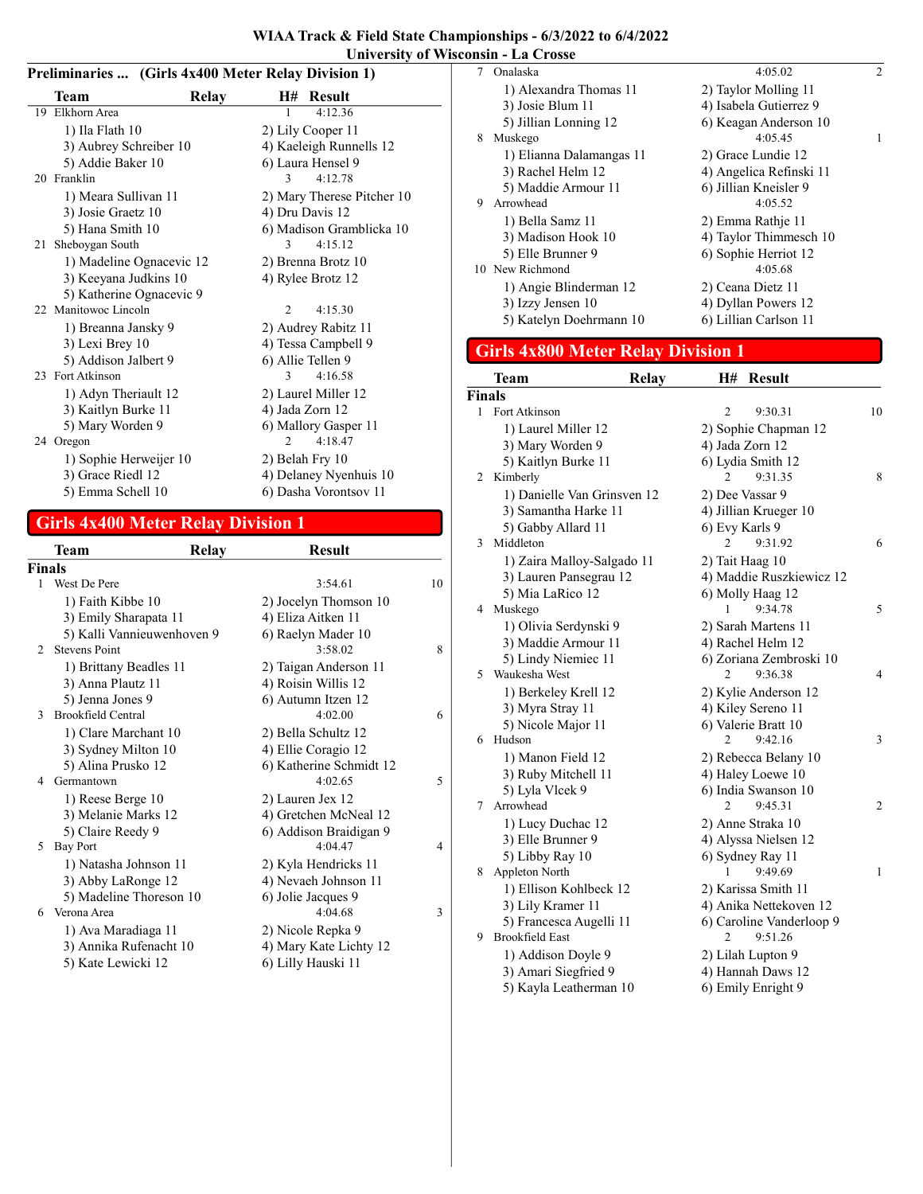## Preliminaries ... (Girls 4x400 Meter Relay Division 1)

| Team | Relay | H# | Result |
|---|---|---|---|
| 19 Elkhorn Area | | 1 | 4:12.36 |
| 1) Ila Flath 10 | 2) Lily Cooper 11 | | |
| 3) Aubrey Schreiber 10 | 4) Kaeleigh Runnells 12 | | |
| 5) Addie Baker 10 | 6) Laura Hensel 9 | | |
| 20 Franklin | | 3 | 4:12.78 |
| 1) Meara Sullivan 11 | 2) Mary Therese Pitcher 10 | | |
| 3) Josie Graetz 10 | 4) Dru Davis 12 | | |
| 5) Hana Smith 10 | 6) Madison Gramblicka 10 | | |
| 21 Sheboygan South | | 3 | 4:15.12 |
| 1) Madeline Ognacevic 12 | 2) Brenna Brotz 10 | | |
| 3) Keeyana Judkins 10 | 4) Rylee Brotz 12 | | |
| 5) Katherine Ognacevic 9 | | | |
| 22 Manitowoc Lincoln | | 2 | 4:15.30 |
| 1) Breanna Jansky 9 | 2) Audrey Rabitz 11 | | |
| 3) Lexi Brey 10 | 4) Tessa Campbell 9 | | |
| 5) Addison Jalbert 9 | 6) Allie Tellen 9 | | |
| 23 Fort Atkinson | | 3 | 4:16.58 |
| 1) Adyn Theriault 12 | 2) Laurel Miller 12 | | |
| 3) Kaitlyn Burke 11 | 4) Jada Zorn 12 | | |
| 5) Mary Worden 9 | 6) Mallory Gasper 11 | | |
| 24 Oregon | | 2 | 4:18.47 |
| 1) Sophie Herweijer 10 | 2) Belah Fry 10 | | |
| 3) Grace Riedl 12 | 4) Delaney Nyenhuis 10 | | |
| 5) Emma Schell 10 | 6) Dasha Vorontsov 11 | | |

## Girls 4x400 Meter Relay Division 1

| Team | Relay | Result | Points |
|---|---|---|---|
| **Finals** | | | |
| 1 West De Pere | | 3:54.61 | 10 |
| 1) Faith Kibbe 10 | 2) Jocelyn Thomson 10 | | |
| 3) Emily Sharapata 11 | 4) Eliza Aitken 11 | | |
| 5) Kalli Vannieuwenhoven 9 | 6) Raelyn Mader 10 | | |
| 2 Stevens Point | | 3:58.02 | 8 |
| 1) Brittany Beadles 11 | 2) Taigan Anderson 11 | | |
| 3) Anna Plautz 11 | 4) Roisin Willis 12 | | |
| 5) Jenna Jones 9 | 6) Autumn Itzen 12 | | |
| 3 Brookfield Central | | 4:02.00 | 6 |
| 1) Clare Marchant 10 | 2) Bella Schultz 12 | | |
| 3) Sydney Milton 10 | 4) Ellie Coragio 12 | | |
| 5) Alina Prusko 12 | 6) Katherine Schmidt 12 | | |
| 4 Germantown | | 4:02.65 | 5 |
| 1) Reese Berge 10 | 2) Lauren Jex 12 | | |
| 3) Melanie Marks 12 | 4) Gretchen McNeal 12 | | |
| 5) Claire Reedy 9 | 6) Addison Braidigan 9 | | |
| 5 Bay Port | | 4:04.47 | 4 |
| 1) Natasha Johnson 11 | 2) Kyla Hendricks 11 | | |
| 3) Abby LaRonge 12 | 4) Nevaeh Johnson 11 | | |
| 5) Madeline Thoreson 10 | 6) Jolie Jacques 9 | | |
| 6 Verona Area | | 4:04.68 | 3 |
| 1) Ava Maradiaga 11 | 2) Nicole Repka 9 | | |
| 3) Annika Rufenacht 10 | 4) Mary Kate Lichty 12 | | |
| 5) Kate Lewicki 12 | 6) Lilly Hauski 11 | | |
| 7 Onalaska | | 4:05.02 | 2 |
| 1) Alexandra Thomas 11 | 2) Taylor Molling 11 | | |
| 3) Josie Blum 11 | 4) Isabela Gutierrez 9 | | |
| 5) Jillian Lonning 12 | 6) Keagan Anderson 10 | | |
| 8 Muskego | | 4:05.45 | 1 |
| 1) Elianna Dalamangas 11 | 2) Grace Lundie 12 | | |
| 3) Rachel Helm 12 | 4) Angelica Refinski 11 | | |
| 5) Maddie Armour 11 | 6) Jillian Kneisler 9 | | |
| 9 Arrowhead | | 4:05.52 | |
| 1) Bella Samz 11 | 2) Emma Rathje 11 | | |
| 3) Madison Hook 10 | 4) Taylor Thimmesch 10 | | |
| 5) Elle Brunner 9 | 6) Sophie Herriot 12 | | |
| 10 New Richmond | | 4:05.68 | |
| 1) Angie Blinderman 12 | 2) Ceana Dietz 11 | | |
| 3) Izzy Jensen 10 | 4) Dyllan Powers 12 | | |
| 5) Katelyn Doehrmann 10 | 6) Lillian Carlson 11 | | |

## Girls 4x800 Meter Relay Division 1

| Team | Relay | H# | Result | Points |
|---|---|---|---|---|
| **Finals** | | | | |
| 1 Fort Atkinson | | 2 | 9:30.31 | 10 |
| 1) Laurel Miller 12 | 2) Sophie Chapman 12 | | | |
| 3) Mary Worden 9 | 4) Jada Zorn 12 | | | |
| 5) Kaitlyn Burke 11 | 6) Lydia Smith 12 | | | |
| 2 Kimberly | | 2 | 9:31.35 | 8 |
| 1) Danielle Van Grinsven 12 | 2) Dee Vassar 9 | | | |
| 3) Samantha Harke 11 | 4) Jillian Krueger 10 | | | |
| 5) Gabby Allard 11 | 6) Evy Karls 9 | | | |
| 3 Middleton | | 2 | 9:31.92 | 6 |
| 1) Zaira Malloy-Salgado 11 | 2) Tait Haag 10 | | | |
| 3) Lauren Pansegrau 12 | 4) Maddie Ruszkiewicz 12 | | | |
| 5) Mia LaRico 12 | 6) Molly Haag 12 | | | |
| 4 Muskego | | 1 | 9:34.78 | 5 |
| 1) Olivia Serdynski 9 | 2) Sarah Martens 11 | | | |
| 3) Maddie Armour 11 | 4) Rachel Helm 12 | | | |
| 5) Lindy Niemiec 11 | 6) Zoriana Zembroski 10 | | | |
| 5 Waukesha West | | 2 | 9:36.38 | 4 |
| 1) Berkeley Krell 12 | 2) Kylie Anderson 12 | | | |
| 3) Myra Stray 11 | 4) Kiley Sereno 11 | | | |
| 5) Nicole Major 11 | 6) Valerie Bratt 10 | | | |
| 6 Hudson | | 2 | 9:42.16 | 3 |
| 1) Manon Field 12 | 2) Rebecca Belany 10 | | | |
| 3) Ruby Mitchell 11 | 4) Haley Loewe 10 | | | |
| 5) Lyla Vlcek 9 | 6) India Swanson 10 | | | |
| 7 Arrowhead | | 2 | 9:45.31 | 2 |
| 1) Lucy Duchac 12 | 2) Anne Straka 10 | | | |
| 3) Elle Brunner 9 | 4) Alyssa Nielsen 12 | | | |
| 5) Libby Ray 10 | 6) Sydney Ray 11 | | | |
| 8 Appleton North | | 1 | 9:49.69 | 1 |
| 1) Ellison Kohlbeck 12 | 2) Karissa Smith 11 | | | |
| 3) Lily Kramer 11 | 4) Anika Nettekoven 12 | | | |
| 5) Francesca Augelli 11 | 6) Caroline Vanderloop 9 | | | |
| 9 Brookfield East | | 2 | 9:51.26 | |
| 1) Addison Doyle 9 | 2) Lilah Lupton 9 | | | |
| 3) Amari Siegfried 9 | 4) Hannah Daws 12 | | | |
| 5) Kayla Leatherman 10 | 6) Emily Enright 9 | | | |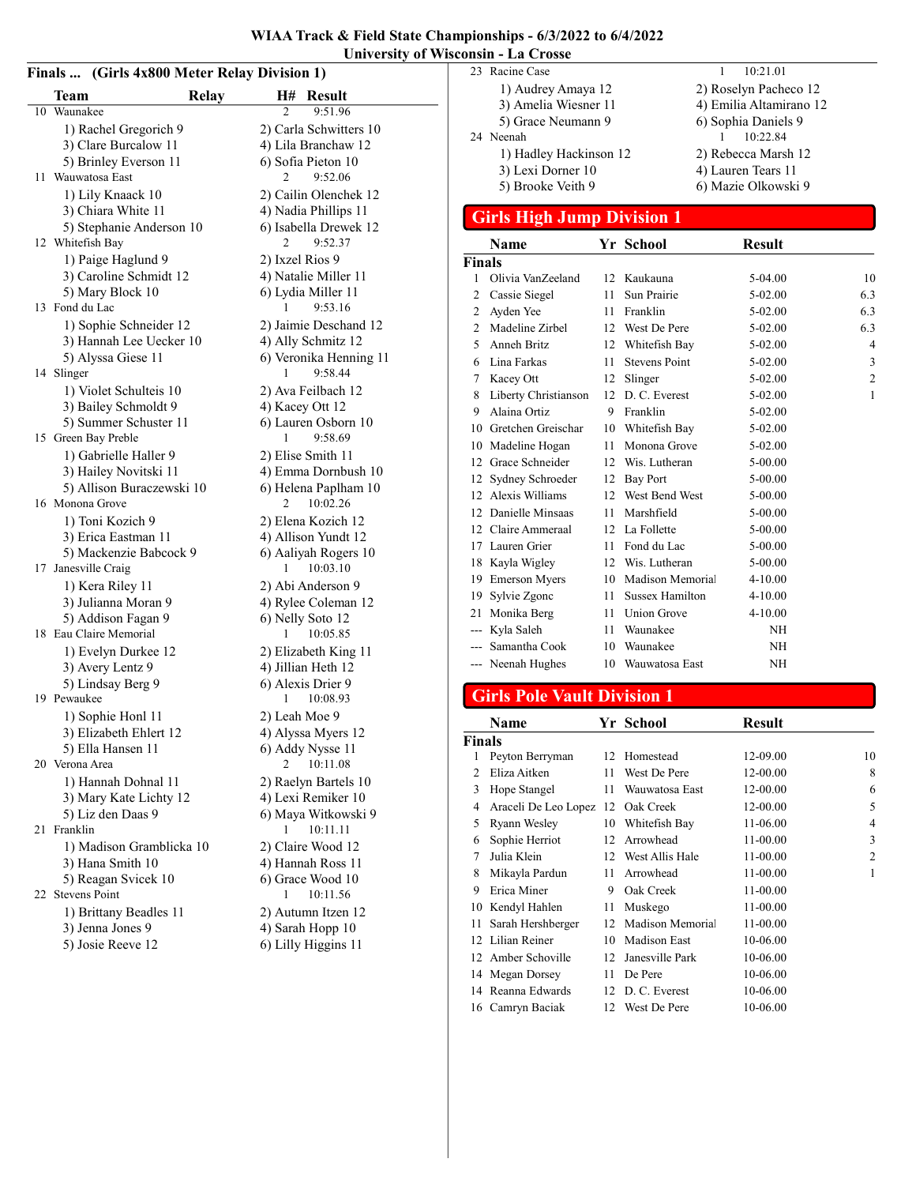# WIAA Track & Field State Championships - 6/3/2022 to 6/4/2022
## University of Wisconsin - La Crosse

### Finals ... (Girls 4x800 Meter Relay Division 1)

| Team | Relay | H# | Result |
|---|---|---|---|
| 10 Waunakee | | 2 | 9:51.96 |
| 1) Rachel Gregorich 9 | | 2) Carla Schwitters 10 | |
| 3) Clare Burcalow 11 | | 4) Lila Branchaw 12 | |
| 5) Brinley Everson 11 | | 6) Sofia Pieton 10 | |
| 11 Wauwatosa East | | 2 | 9:52.06 |
| 1) Lily Knaack 10 | | 2) Cailin Olenchek 12 | |
| 3) Chiara White 11 | | 4) Nadia Phillips 11 | |
| 5) Stephanie Anderson 10 | | 6) Isabella Drewek 12 | |
| 12 Whitefish Bay | | 2 | 9:52.37 |
| 1) Paige Haglund 9 | | 2) Ixzel Rios 9 | |
| 3) Caroline Schmidt 12 | | 4) Natalie Miller 11 | |
| 5) Mary Block 10 | | 6) Lydia Miller 11 | |
| 13 Fond du Lac | | 1 | 9:53.16 |
| 1) Sophie Schneider 12 | | 2) Jaimie Deschand 12 | |
| 3) Hannah Lee Uecker 10 | | 4) Ally Schmitz 12 | |
| 5) Alyssa Giese 11 | | 6) Veronika Henning 11 | |
| 14 Slinger | | 1 | 9:58.44 |
| 1) Violet Schulteis 10 | | 2) Ava Feilbach 12 | |
| 3) Bailey Schmoldt 9 | | 4) Kacey Ott 12 | |
| 5) Summer Schuster 11 | | 6) Lauren Osborn 10 | |
| 15 Green Bay Preble | | 1 | 9:58.69 |
| 1) Gabrielle Haller 9 | | 2) Elise Smith 11 | |
| 3) Hailey Novitski 11 | | 4) Emma Dornbush 10 | |
| 5) Allison Buraczewski 10 | | 6) Helena Paplham 10 | |
| 16 Monona Grove | | 2 | 10:02.26 |
| 1) Toni Kozich 9 | | 2) Elena Kozich 12 | |
| 3) Erica Eastman 11 | | 4) Allison Yundt 12 | |
| 5) Mackenzie Babcock 9 | | 6) Aaliyah Rogers 10 | |
| 17 Janesville Craig | | 1 | 10:03.10 |
| 1) Kera Riley 11 | | 2) Abi Anderson 9 | |
| 3) Julianna Moran 9 | | 4) Rylee Coleman 12 | |
| 5) Addison Fagan 9 | | 6) Nelly Soto 12 | |
| 18 Eau Claire Memorial | | 1 | 10:05.85 |
| 1) Evelyn Durkee 12 | | 2) Elizabeth King 11 | |
| 3) Avery Lentz 9 | | 4) Jillian Heth 12 | |
| 5) Lindsay Berg 9 | | 6) Alexis Drier 9 | |
| 19 Pewaukee | | 1 | 10:08.93 |
| 1) Sophie Honl 11 | | 2) Leah Moe 9 | |
| 3) Elizabeth Ehlert 12 | | 4) Alyssa Myers 12 | |
| 5) Ella Hansen 11 | | 6) Addy Nysse 11 | |
| 20 Verona Area | | 2 | 10:11.08 |
| 1) Hannah Dohnal 11 | | 2) Raelyn Bartels 10 | |
| 3) Mary Kate Lichty 12 | | 4) Lexi Remiker 10 | |
| 5) Liz den Daas 9 | | 6) Maya Witkowski 9 | |
| 21 Franklin | | 1 | 10:11.11 |
| 1) Madison Gramblicka 10 | | 2) Claire Wood 12 | |
| 3) Hana Smith 10 | | 4) Hannah Ross 11 | |
| 5) Reagan Svicek 10 | | 6) Grace Wood 10 | |
| 22 Stevens Point | | 1 | 10:11.56 |
| 1) Brittany Beadles 11 | | 2) Autumn Itzen 12 | |
| 3) Jenna Jones 9 | | 4) Sarah Hopp 10 | |
| 5) Josie Reeve 12 | | 6) Lilly Higgins 11 | |
| 23 Racine Case | | 1 | 10:21.01 |
| 1) Audrey Amaya 12 | | 2) Roselyn Pacheco 12 | |
| 3) Amelia Wiesner 11 | | 4) Emilia Altamirano 12 | |
| 5) Grace Neumann 9 | | 6) Sophia Daniels 9 | |
| 24 Neenah | | 1 | 10:22.84 |
| 1) Hadley Hackinson 12 | | 2) Rebecca Marsh 12 | |
| 3) Lexi Dorner 10 | | 4) Lauren Tears 11 | |
| 5) Brooke Veith 9 | | 6) Mazie Olkowski 9 | |

## Girls High Jump Division 1

**Finals**

| | Name | Yr | School | Result | |
|---|---|---|---|---|---|
| 1 | Olivia VanZeeland | 12 | Kaukauna | 5-04.00 | 10 |
| 2 | Cassie Siegel | 11 | Sun Prairie | 5-02.00 | 6.3 |
| 2 | Ayden Yee | 11 | Franklin | 5-02.00 | 6.3 |
| 2 | Madeline Zirbel | 12 | West De Pere | 5-02.00 | 6.3 |
| 5 | Anneh Britz | 12 | Whitefish Bay | 5-02.00 | 4 |
| 6 | Lina Farkas | 11 | Stevens Point | 5-02.00 | 3 |
| 7 | Kacey Ott | 12 | Slinger | 5-02.00 | 2 |
| 8 | Liberty Christianson | 12 | D. C. Everest | 5-02.00 | 1 |
| 9 | Alaina Ortiz | 9 | Franklin | 5-02.00 | |
| 10 | Gretchen Greischar | 10 | Whitefish Bay | 5-02.00 | |
| 10 | Madeline Hogan | 11 | Monona Grove | 5-02.00 | |
| 12 | Grace Schneider | 12 | Wis. Lutheran | 5-00.00 | |
| 12 | Sydney Schroeder | 12 | Bay Port | 5-00.00 | |
| 12 | Alexis Williams | 12 | West Bend West | 5-00.00 | |
| 12 | Danielle Minsaas | 11 | Marshfield | 5-00.00 | |
| 12 | Claire Ammeraal | 12 | La Follette | 5-00.00 | |
| 17 | Lauren Grier | 11 | Fond du Lac | 5-00.00 | |
| 18 | Kayla Wigley | 12 | Wis. Lutheran | 5-00.00 | |
| 19 | Emerson Myers | 10 | Madison Memorial | 4-10.00 | |
| 19 | Sylvie Zgonc | 11 | Sussex Hamilton | 4-10.00 | |
| 21 | Monika Berg | 11 | Union Grove | 4-10.00 | |
| --- | Kyla Saleh | 11 | Waunakee | NH | |
| --- | Samantha Cook | 10 | Waunakee | NH | |
| --- | Neenah Hughes | 10 | Wauwatosa East | NH | |

## Girls Pole Vault Division 1

**Finals**

| | Name | Yr | School | Result | |
|---|---|---|---|---|---|
| 1 | Peyton Berryman | 12 | Homestead | 12-09.00 | 10 |
| 2 | Eliza Aitken | 11 | West De Pere | 12-00.00 | 8 |
| 3 | Hope Stangel | 11 | Wauwatosa East | 12-00.00 | 6 |
| 4 | Araceli De Leo Lopez | 12 | Oak Creek | 12-00.00 | 5 |
| 5 | Ryann Wesley | 10 | Whitefish Bay | 11-06.00 | 4 |
| 6 | Sophie Herriot | 12 | Arrowhead | 11-00.00 | 3 |
| 7 | Julia Klein | 12 | West Allis Hale | 11-00.00 | 2 |
| 8 | Mikayla Pardun | 11 | Arrowhead | 11-00.00 | 1 |
| 9 | Erica Miner | 9 | Oak Creek | 11-00.00 | |
| 10 | Kendyl Hahlen | 11 | Muskego | 11-00.00 | |
| 11 | Sarah Hershberger | 12 | Madison Memorial | 11-00.00 | |
| 12 | Lilian Reiner | 10 | Madison East | 10-06.00 | |
| 12 | Amber Schoville | 12 | Janesville Park | 10-06.00 | |
| 14 | Megan Dorsey | 11 | De Pere | 10-06.00 | |
| 14 | Reanna Edwards | 12 | D. C. Everest | 10-06.00 | |
| 16 | Camryn Baciak | 12 | West De Pere | 10-06.00 | |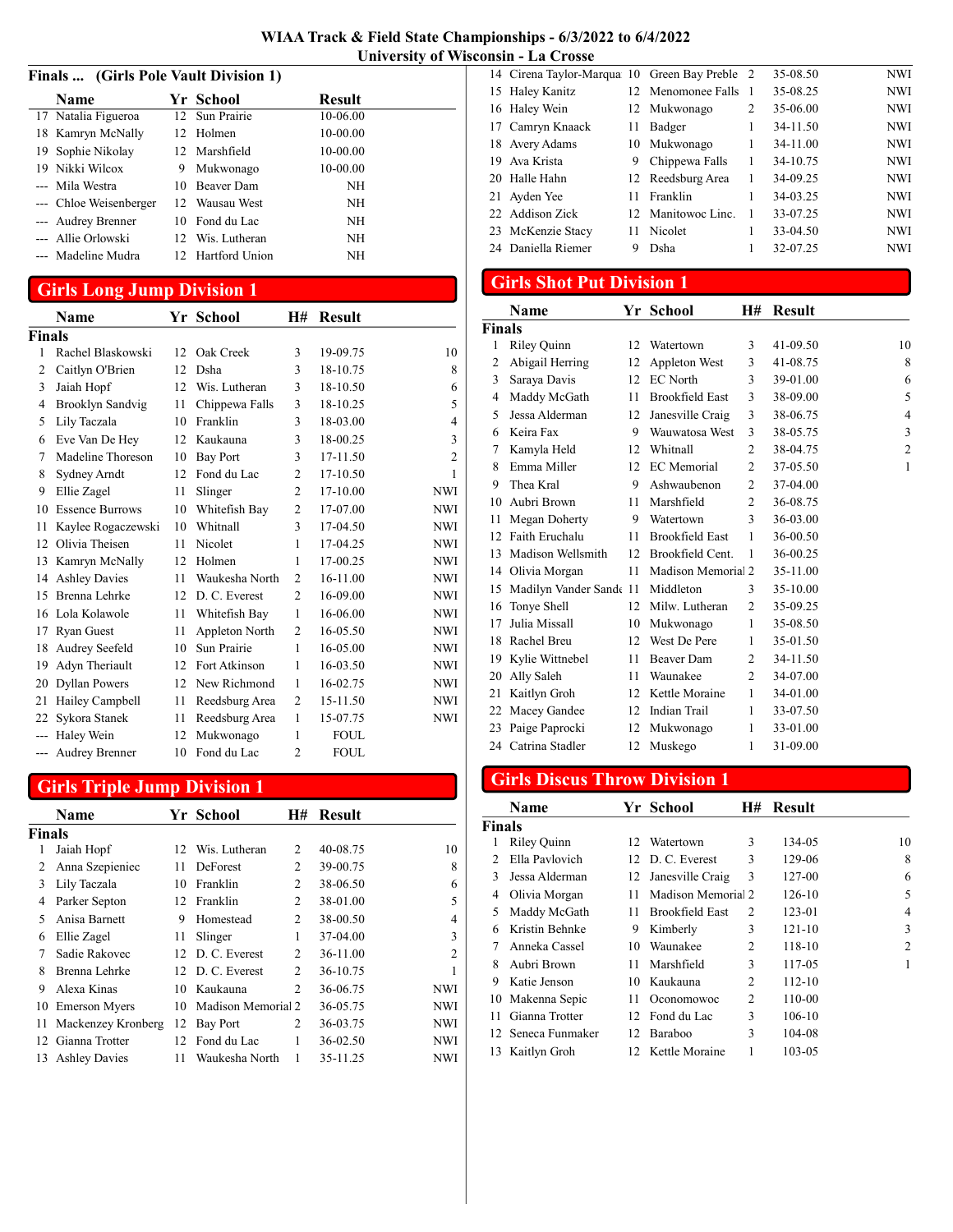# WIAA Track & Field State Championships - 6/3/2022 to 6/4/2022
## University of Wisconsin - La Crosse

### Finals ... (Girls Pole Vault Division 1)

| | Name | Yr | School | Result |
|---|---|---|---|---|
| 17 | Natalia Figueroa | 12 | Sun Prairie | 10-06.00 |
| 18 | Kamryn McNally | 12 | Holmen | 10-00.00 |
| 19 | Sophie Nikolay | 12 | Marshfield | 10-00.00 |
| 19 | Nikki Wilcox | 9 | Mukwonago | 10-00.00 |
| --- | Mila Westra | 10 | Beaver Dam | NH |
| --- | Chloe Weisenberger | 12 | Wausau West | NH |
| --- | Audrey Brenner | 10 | Fond du Lac | NH |
| --- | Allie Orlowski | 12 | Wis. Lutheran | NH |
| --- | Madeline Mudra | 12 | Hartford Union | NH |

## Girls Long Jump Division 1

**Finals**

| | Name | Yr | School | H# | Result | |
|---|---|---|---|---|---|---|
| 1 | Rachel Blaskowski | 12 | Oak Creek | 3 | 19-09.75 | 10 |
| 2 | Caitlyn O'Brien | 12 | Dsha | 3 | 18-10.75 | 8 |
| 3 | Jaiah Hopf | 12 | Wis. Lutheran | 3 | 18-10.50 | 6 |
| 4 | Brooklyn Sandvig | 11 | Chippewa Falls | 3 | 18-10.25 | 5 |
| 5 | Lily Taczala | 10 | Franklin | 3 | 18-03.00 | 4 |
| 6 | Eve Van De Hey | 12 | Kaukauna | 3 | 18-00.25 | 3 |
| 7 | Madeline Thoreson | 10 | Bay Port | 3 | 17-11.50 | 2 |
| 8 | Sydney Arndt | 12 | Fond du Lac | 2 | 17-10.50 | 1 |
| 9 | Ellie Zagel | 11 | Slinger | 2 | 17-10.00 | NWI |
| 10 | Essence Burrows | 10 | Whitefish Bay | 2 | 17-07.00 | NWI |
| 11 | Kaylee Rogaczewski | 10 | Whitnall | 3 | 17-04.50 | NWI |
| 12 | Olivia Theisen | 11 | Nicolet | 1 | 17-04.25 | NWI |
| 13 | Kamryn McNally | 12 | Holmen | 1 | 17-00.25 | NWI |
| 14 | Ashley Davies | 11 | Waukesha North | 2 | 16-11.00 | NWI |
| 15 | Brenna Lehrke | 12 | D. C. Everest | 2 | 16-09.00 | NWI |
| 16 | Lola Kolawole | 11 | Whitefish Bay | 1 | 16-06.00 | NWI |
| 17 | Ryan Guest | 11 | Appleton North | 2 | 16-05.50 | NWI |
| 18 | Audrey Seefeld | 10 | Sun Prairie | 1 | 16-05.00 | NWI |
| 19 | Adyn Theriault | 12 | Fort Atkinson | 1 | 16-03.50 | NWI |
| 20 | Dyllan Powers | 12 | New Richmond | 1 | 16-02.75 | NWI |
| 21 | Hailey Campbell | 11 | Reedsburg Area | 2 | 15-11.50 | NWI |
| 22 | Sykora Stanek | 11 | Reedsburg Area | 1 | 15-07.75 | NWI |
| --- | Haley Wein | 12 | Mukwonago | 1 | FOUL | |
| --- | Audrey Brenner | 10 | Fond du Lac | 2 | FOUL | |

## Girls Triple Jump Division 1

**Finals**

| | Name | Yr | School | H# | Result | |
|---|---|---|---|---|---|---|
| 1 | Jaiah Hopf | 12 | Wis. Lutheran | 2 | 40-08.75 | 10 |
| 2 | Anna Szepieniec | 11 | DeForest | 2 | 39-00.75 | 8 |
| 3 | Lily Taczala | 10 | Franklin | 2 | 38-06.50 | 6 |
| 4 | Parker Septon | 12 | Franklin | 2 | 38-01.00 | 5 |
| 5 | Anisa Barnett | 9 | Homestead | 2 | 38-00.50 | 4 |
| 6 | Ellie Zagel | 11 | Slinger | 1 | 37-04.00 | 3 |
| 7 | Sadie Rakovec | 12 | D. C. Everest | 2 | 36-11.00 | 2 |
| 8 | Brenna Lehrke | 12 | D. C. Everest | 2 | 36-10.75 | 1 |
| 9 | Alexa Kinas | 10 | Kaukauna | 2 | 36-06.75 | NWI |
| 10 | Emerson Myers | 10 | Madison Memorial | 2 | 36-05.75 | NWI |
| 11 | Mackenzey Kronberg | 12 | Bay Port | 2 | 36-03.75 | NWI |
| 12 | Gianna Trotter | 12 | Fond du Lac | 1 | 36-02.50 | NWI |
| 13 | Ashley Davies | 11 | Waukesha North | 1 | 35-11.25 | NWI |
| 14 | Cirena Taylor-Marqua | 10 | Green Bay Preble | 2 | 35-08.50 | NWI |
| 15 | Haley Kanitz | 12 | Menomonee Falls | 1 | 35-08.25 | NWI |
| 16 | Haley Wein | 12 | Mukwonago | 2 | 35-06.00 | NWI |
| 17 | Camryn Knaack | 11 | Badger | 1 | 34-11.50 | NWI |
| 18 | Avery Adams | 10 | Mukwonago | 1 | 34-11.00 | NWI |
| 19 | Ava Krista | 9 | Chippewa Falls | 1 | 34-10.75 | NWI |
| 20 | Halle Hahn | 12 | Reedsburg Area | 1 | 34-09.25 | NWI |
| 21 | Ayden Yee | 11 | Franklin | 1 | 34-03.25 | NWI |
| 22 | Addison Zick | 12 | Manitowoc Linc. | 1 | 33-07.25 | NWI |
| 23 | McKenzie Stacy | 11 | Nicolet | 1 | 33-04.50 | NWI |
| 24 | Daniella Riemer | 9 | Dsha | 1 | 32-07.25 | NWI |

## Girls Shot Put Division 1

**Finals**

| | Name | Yr | School | H# | Result | |
|---|---|---|---|---|---|---|
| 1 | Riley Quinn | 12 | Watertown | 3 | 41-09.50 | 10 |
| 2 | Abigail Herring | 12 | Appleton West | 3 | 41-08.75 | 8 |
| 3 | Saraya Davis | 12 | EC North | 3 | 39-01.00 | 6 |
| 4 | Maddy McGath | 11 | Brookfield East | 3 | 38-09.00 | 5 |
| 5 | Jessa Alderman | 12 | Janesville Craig | 3 | 38-06.75 | 4 |
| 6 | Keira Fax | 9 | Wauwatosa West | 3 | 38-05.75 | 3 |
| 7 | Kamyla Held | 12 | Whitnall | 2 | 38-04.75 | 2 |
| 8 | Emma Miller | 12 | EC Memorial | 2 | 37-05.50 | 1 |
| 9 | Thea Kral | 9 | Ashwaubenon | 2 | 37-04.00 | |
| 10 | Aubri Brown | 11 | Marshfield | 2 | 36-08.75 | |
| 11 | Megan Doherty | 9 | Watertown | 3 | 36-03.00 | |
| 12 | Faith Eruchalu | 11 | Brookfield East | 1 | 36-00.50 | |
| 13 | Madison Wellsmith | 12 | Brookfield Cent. | 1 | 36-00.25 | |
| 14 | Olivia Morgan | 11 | Madison Memorial | 2 | 35-11.00 | |
| 15 | Madilyn Vander Sande | 11 | Middleton | 3 | 35-10.00 | |
| 16 | Tonye Shell | 12 | Milw. Lutheran | 2 | 35-09.25 | |
| 17 | Julia Missall | 10 | Mukwonago | 1 | 35-08.50 | |
| 18 | Rachel Breu | 12 | West De Pere | 1 | 35-01.50 | |
| 19 | Kylie Wittnebel | 11 | Beaver Dam | 2 | 34-11.50 | |
| 20 | Ally Saleh | 11 | Waunakee | 2 | 34-07.00 | |
| 21 | Kaitlyn Groh | 12 | Kettle Moraine | 1 | 34-01.00 | |
| 22 | Macey Gandee | 12 | Indian Trail | 1 | 33-07.50 | |
| 23 | Paige Paprocki | 12 | Mukwonago | 1 | 33-01.00 | |
| 24 | Catrina Stadler | 12 | Muskego | 1 | 31-09.00 | |

## Girls Discus Throw Division 1

**Finals**

| | Name | Yr | School | H# | Result | |
|---|---|---|---|---|---|---|
| 1 | Riley Quinn | 12 | Watertown | 3 | 134-05 | 10 |
| 2 | Ella Pavlovich | 12 | D. C. Everest | 3 | 129-06 | 8 |
| 3 | Jessa Alderman | 12 | Janesville Craig | 3 | 127-00 | 6 |
| 4 | Olivia Morgan | 11 | Madison Memorial | 2 | 126-10 | 5 |
| 5 | Maddy McGath | 11 | Brookfield East | 2 | 123-01 | 4 |
| 6 | Kristin Behnke | 9 | Kimberly | 3 | 121-10 | 3 |
| 7 | Anneka Cassel | 10 | Waunakee | 2 | 118-10 | 2 |
| 8 | Aubri Brown | 11 | Marshfield | 3 | 117-05 | 1 |
| 9 | Katie Jenson | 10 | Kaukauna | 2 | 112-10 | |
| 10 | Makenna Sepic | 11 | Oconomowoc | 2 | 110-00 | |
| 11 | Gianna Trotter | 12 | Fond du Lac | 3 | 106-10 | |
| 12 | Seneca Funmaker | 12 | Baraboo | 3 | 104-08 | |
| 13 | Kaitlyn Groh | 12 | Kettle Moraine | 1 | 103-05 | |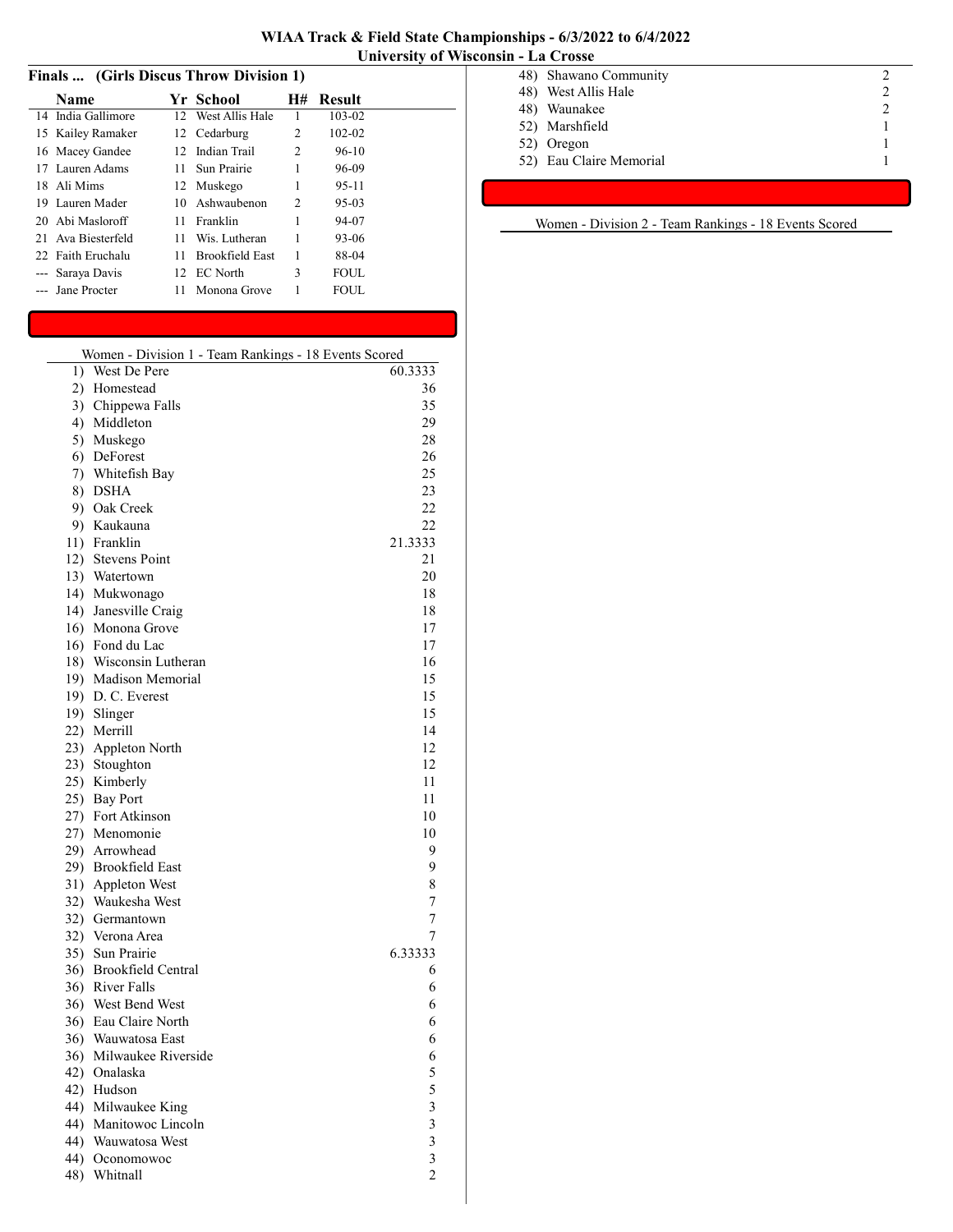# WIAA Track & Field State Championships - 6/3/2022 to 6/4/2022

## University of Wisconsin - La Crosse

### Finals ... (Girls Discus Throw Division 1)

| | Name | Yr | School | H# | Result |
|---|---|---|---|---|---|
| 14 | India Gallimore | 12 | West Allis Hale | 1 | 103-02 |
| 15 | Kailey Ramaker | 12 | Cedarburg | 2 | 102-02 |
| 16 | Macey Gandee | 12 | Indian Trail | 2 | 96-10 |
| 17 | Lauren Adams | 11 | Sun Prairie | 1 | 96-09 |
| 18 | Ali Mims | 12 | Muskego | 1 | 95-11 |
| 19 | Lauren Mader | 10 | Ashwaubenon | 2 | 95-03 |
| 20 | Abi Masloroff | 11 | Franklin | 1 | 94-07 |
| 21 | Ava Biesterfeld | 11 | Wis. Lutheran | 1 | 93-06 |
| 22 | Faith Eruchalu | 11 | Brookfield East | 1 | 88-04 |
| --- | Saraya Davis | 12 | EC North | 3 | FOUL |
| --- | Jane Procter | 11 | Monona Grove | 1 | FOUL |

### Women - Division 1 - Team Rankings - 18 Events Scored

| | | |
|---|---|---|
| 1) | West De Pere | 60.3333 |
| 2) | Homestead | 36 |
| 3) | Chippewa Falls | 35 |
| 4) | Middleton | 29 |
| 5) | Muskego | 28 |
| 6) | DeForest | 26 |
| 7) | Whitefish Bay | 25 |
| 8) | DSHA | 23 |
| 9) | Oak Creek | 22 |
| 9) | Kaukauna | 22 |
| 11) | Franklin | 21.3333 |
| 12) | Stevens Point | 21 |
| 13) | Watertown | 20 |
| 14) | Mukwonago | 18 |
| 14) | Janesville Craig | 18 |
| 16) | Monona Grove | 17 |
| 16) | Fond du Lac | 17 |
| 18) | Wisconsin Lutheran | 16 |
| 19) | Madison Memorial | 15 |
| 19) | D. C. Everest | 15 |
| 19) | Slinger | 15 |
| 22) | Merrill | 14 |
| 23) | Appleton North | 12 |
| 23) | Stoughton | 12 |
| 25) | Kimberly | 11 |
| 25) | Bay Port | 11 |
| 27) | Fort Atkinson | 10 |
| 27) | Menomonie | 10 |
| 29) | Arrowhead | 9 |
| 29) | Brookfield East | 9 |
| 31) | Appleton West | 8 |
| 32) | Waukesha West | 7 |
| 32) | Germantown | 7 |
| 32) | Verona Area | 7 |
| 35) | Sun Prairie | 6.33333 |
| 36) | Brookfield Central | 6 |
| 36) | River Falls | 6 |
| 36) | West Bend West | 6 |
| 36) | Eau Claire North | 6 |
| 36) | Wauwatosa East | 6 |
| 36) | Milwaukee Riverside | 6 |
| 42) | Onalaska | 5 |
| 42) | Hudson | 5 |
| 44) | Milwaukee King | 3 |
| 44) | Manitowoc Lincoln | 3 |
| 44) | Wauwatosa West | 3 |
| 44) | Oconomowoc | 3 |
| 48) | Whitnall | 2 |
| 48) | Shawano Community | 2 |
| 48) | West Allis Hale | 2 |
| 48) | Waunakee | 2 |
| 52) | Marshfield | 1 |
| 52) | Oregon | 1 |
| 52) | Eau Claire Memorial | 1 |

### Women - Division 2 - Team Rankings - 18 Events Scored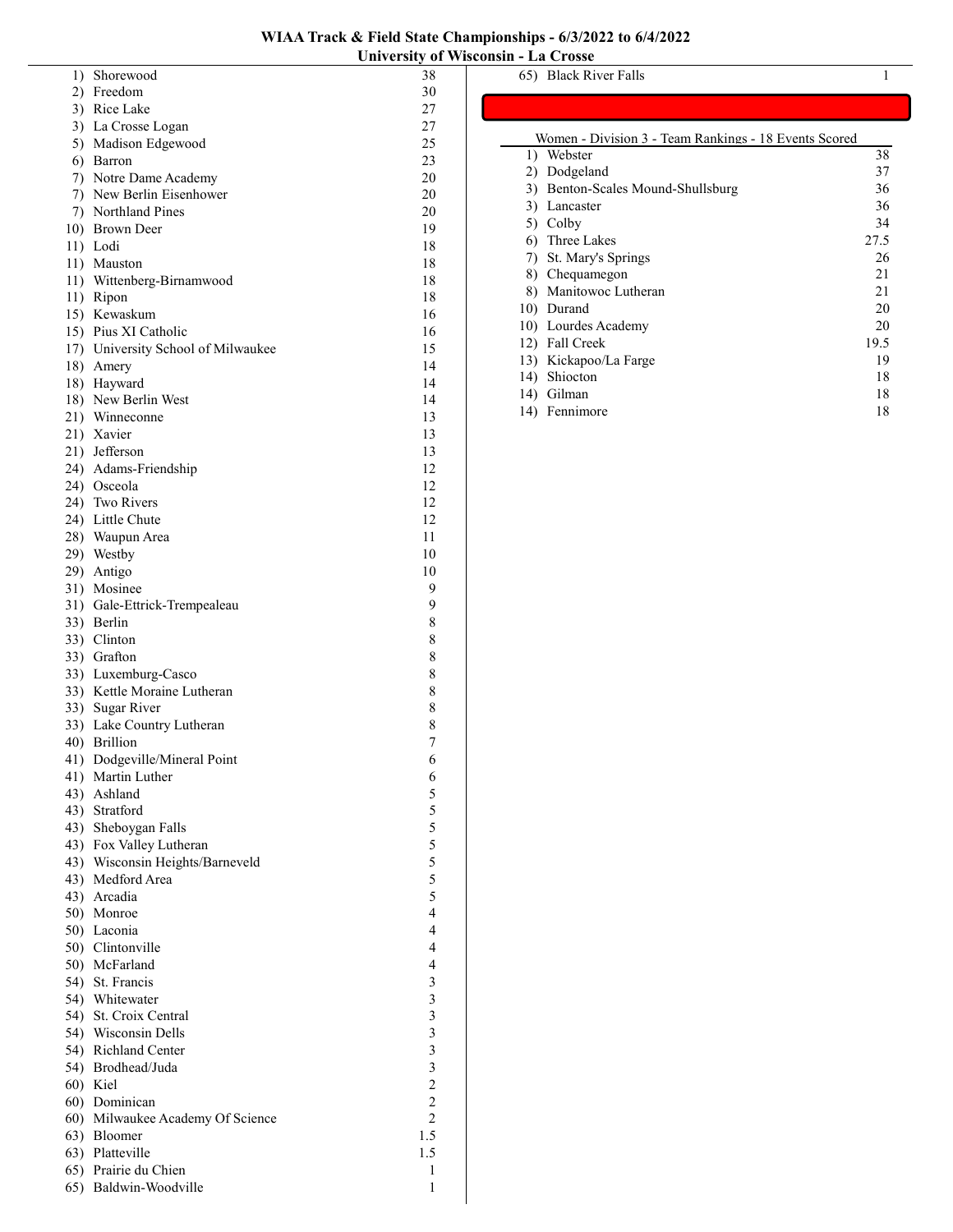# WIAA Track & Field State Championships - 6/3/2022 to 6/4/2022

## University of Wisconsin - La Crosse

| | | |
|---|---|---|
| 1) | Shorewood | 38 |
| 2) | Freedom | 30 |
| 3) | Rice Lake | 27 |
| 3) | La Crosse Logan | 27 |
| 5) | Madison Edgewood | 25 |
| 6) | Barron | 23 |
| 7) | Notre Dame Academy | 20 |
| 7) | New Berlin Eisenhower | 20 |
| 7) | Northland Pines | 20 |
| 10) | Brown Deer | 19 |
| 11) | Lodi | 18 |
| 11) | Mauston | 18 |
| 11) | Wittenberg-Birnamwood | 18 |
| 11) | Ripon | 18 |
| 15) | Kewaskum | 16 |
| 15) | Pius XI Catholic | 16 |
| 17) | University School of Milwaukee | 15 |
| 18) | Amery | 14 |
| 18) | Hayward | 14 |
| 18) | New Berlin West | 14 |
| 21) | Winneconne | 13 |
| 21) | Xavier | 13 |
| 21) | Jefferson | 13 |
| 24) | Adams-Friendship | 12 |
| 24) | Osceola | 12 |
| 24) | Two Rivers | 12 |
| 24) | Little Chute | 12 |
| 28) | Waupun Area | 11 |
| 29) | Westby | 10 |
| 29) | Antigo | 10 |
| 31) | Mosinee | 9 |
| 31) | Gale-Ettrick-Trempealeau | 9 |
| 33) | Berlin | 8 |
| 33) | Clinton | 8 |
| 33) | Grafton | 8 |
| 33) | Luxemburg-Casco | 8 |
| 33) | Kettle Moraine Lutheran | 8 |
| 33) | Sugar River | 8 |
| 33) | Lake Country Lutheran | 8 |
| 40) | Brillion | 7 |
| 41) | Dodgeville/Mineral Point | 6 |
| 41) | Martin Luther | 6 |
| 43) | Ashland | 5 |
| 43) | Stratford | 5 |
| 43) | Sheboygan Falls | 5 |
| 43) | Fox Valley Lutheran | 5 |
| 43) | Wisconsin Heights/Barneveld | 5 |
| 43) | Medford Area | 5 |
| 43) | Arcadia | 5 |
| 50) | Monroe | 4 |
| 50) | Laconia | 4 |
| 50) | Clintonville | 4 |
| 50) | McFarland | 4 |
| 54) | St. Francis | 3 |
| 54) | Whitewater | 3 |
| 54) | St. Croix Central | 3 |
| 54) | Wisconsin Dells | 3 |
| 54) | Richland Center | 3 |
| 54) | Brodhead/Juda | 3 |
| 60) | Kiel | 2 |
| 60) | Dominican | 2 |
| 60) | Milwaukee Academy Of Science | 2 |
| 63) | Bloomer | 1.5 |
| 63) | Platteville | 1.5 |
| 65) | Prairie du Chien | 1 |
| 65) | Baldwin-Woodville | 1 |
| 65) | Black River Falls | 1 |

### Women - Division 3 - Team Rankings - 18 Events Scored

| | | |
|---|---|---|
| 1) | Webster | 38 |
| 2) | Dodgeland | 37 |
| 3) | Benton-Scales Mound-Shullsburg | 36 |
| 3) | Lancaster | 36 |
| 5) | Colby | 34 |
| 6) | Three Lakes | 27.5 |
| 7) | St. Mary's Springs | 26 |
| 8) | Chequamegon | 21 |
| 8) | Manitowoc Lutheran | 21 |
| 10) | Durand | 20 |
| 10) | Lourdes Academy | 20 |
| 12) | Fall Creek | 19.5 |
| 13) | Kickapoo/La Farge | 19 |
| 14) | Shiocton | 18 |
| 14) | Gilman | 18 |
| 14) | Fennimore | 18 |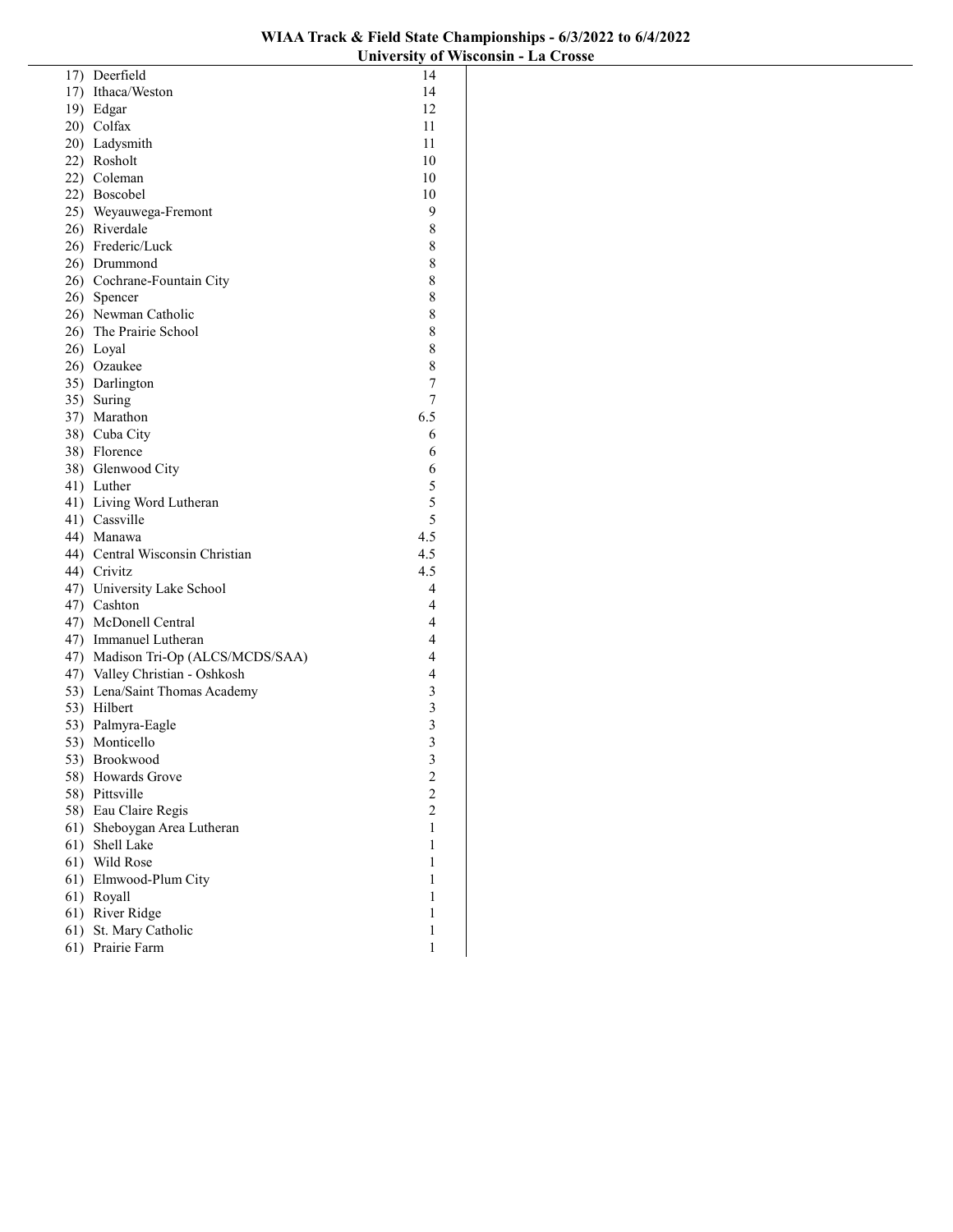| | | |
|---|---|---|
| 17) | Deerfield | 14 |
| 17) | Ithaca/Weston | 14 |
| 19) | Edgar | 12 |
| 20) | Colfax | 11 |
| 20) | Ladysmith | 11 |
| 22) | Rosholt | 10 |
| 22) | Coleman | 10 |
| 22) | Boscobel | 10 |
| 25) | Weyauwega-Fremont | 9 |
| 26) | Riverdale | 8 |
| 26) | Frederic/Luck | 8 |
| 26) | Drummond | 8 |
| 26) | Cochrane-Fountain City | 8 |
| 26) | Spencer | 8 |
| 26) | Newman Catholic | 8 |
| 26) | The Prairie School | 8 |
| 26) | Loyal | 8 |
| 26) | Ozaukee | 8 |
| 35) | Darlington | 7 |
| 35) | Suring | 7 |
| 37) | Marathon | 6.5 |
| 38) | Cuba City | 6 |
| 38) | Florence | 6 |
| 38) | Glenwood City | 6 |
| 41) | Luther | 5 |
| 41) | Living Word Lutheran | 5 |
| 41) | Cassville | 5 |
| 44) | Manawa | 4.5 |
| 44) | Central Wisconsin Christian | 4.5 |
| 44) | Crivitz | 4.5 |
| 47) | University Lake School | 4 |
| 47) | Cashton | 4 |
| 47) | McDonell Central | 4 |
| 47) | Immanuel Lutheran | 4 |
| 47) | Madison Tri-Op (ALCS/MCDS/SAA) | 4 |
| 47) | Valley Christian - Oshkosh | 4 |
| 53) | Lena/Saint Thomas Academy | 3 |
| 53) | Hilbert | 3 |
| 53) | Palmyra-Eagle | 3 |
| 53) | Monticello | 3 |
| 53) | Brookwood | 3 |
| 58) | Howards Grove | 2 |
| 58) | Pittsville | 2 |
| 58) | Eau Claire Regis | 2 |
| 61) | Sheboygan Area Lutheran | 1 |
| 61) | Shell Lake | 1 |
| 61) | Wild Rose | 1 |
| 61) | Elmwood-Plum City | 1 |
| 61) | Royall | 1 |
| 61) | River Ridge | 1 |
| 61) | St. Mary Catholic | 1 |
| 61) | Prairie Farm | 1 |